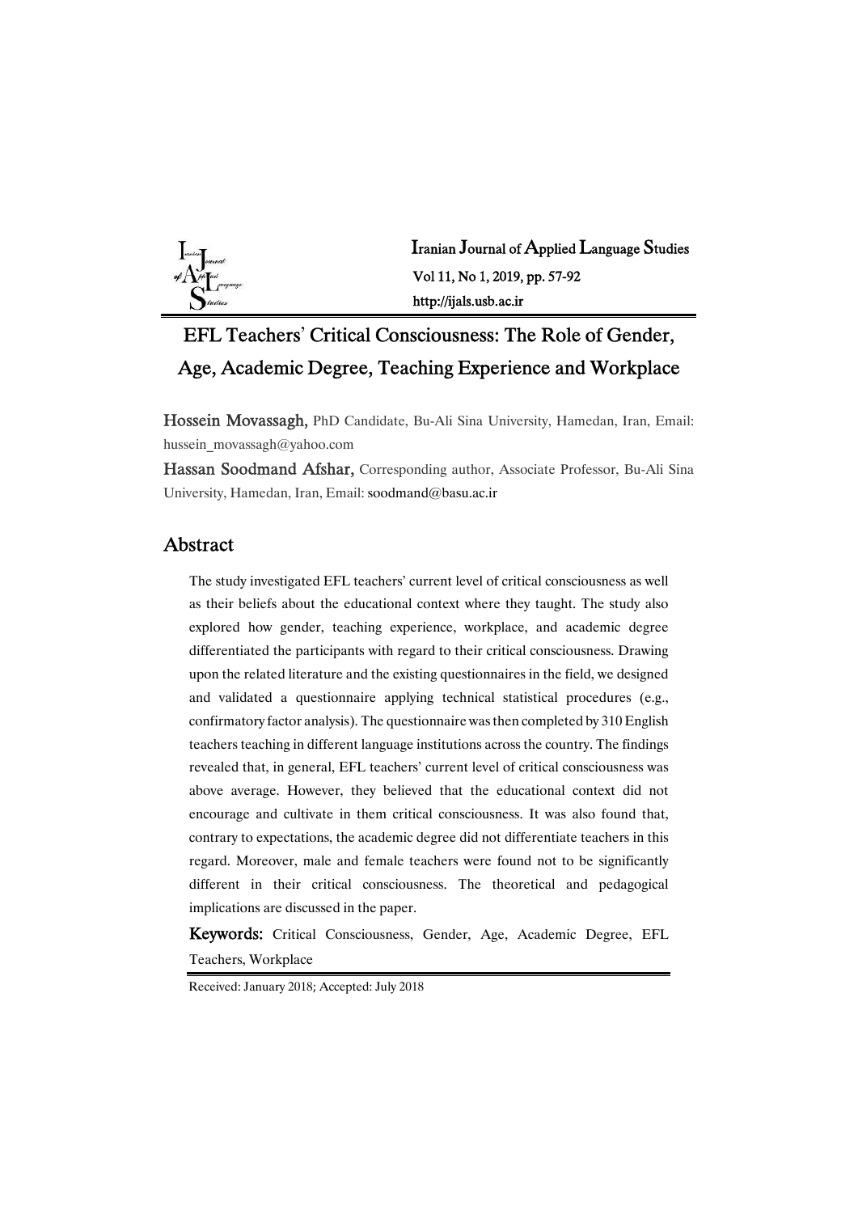# EFL Teachers' Critical Consciousness: The Role of Gender, Age, Academic Degree, Teaching Experience and Workplace

**Hossein Movassagh,** PhD Candidate, Bu-Ali Sina University, Hamedan, Iran, Email: hussein_movassagh@yahoo.com

**Hassan Soodmand Afshar,** Corresponding author, Associate Professor, Bu-Ali Sina University, Hamedan, Iran, Email: soodmand@basu.ac.ir

## Abstract

The study investigated EFL teachers' current level of critical consciousness as well as their beliefs about the educational context where they taught. The study also explored how gender, teaching experience, workplace, and academic degree differentiated the participants with regard to their critical consciousness. Drawing upon the related literature and the existing questionnaires in the field, we designed and validated a questionnaire applying technical statistical procedures (e.g., confirmatory factor analysis). The questionnaire was then completed by 310 English teachers teaching in different language institutions across the country. The findings revealed that, in general, EFL teachers' current level of critical consciousness was above average. However, they believed that the educational context did not encourage and cultivate in them critical consciousness. It was also found that, contrary to expectations, the academic degree did not differentiate teachers in this regard. Moreover, male and female teachers were found not to be significantly different in their critical consciousness. The theoretical and pedagogical implications are discussed in the paper.

**Keywords:** Critical Consciousness, Gender, Age, Academic Degree, EFL Teachers, Workplace

Received: January 2018; Accepted: July 2018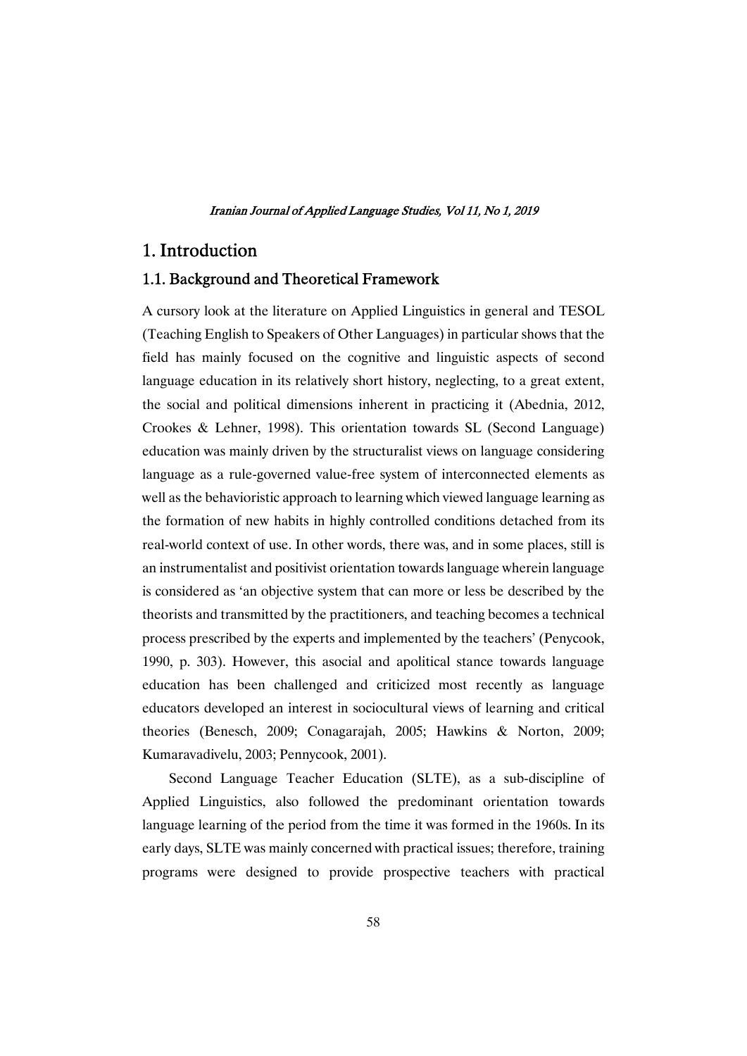# 1. Introduction

## 1.1. Background and Theoretical Framework

A cursory look at the literature on Applied Linguistics in general and TESOL (Teaching English to Speakers of Other Languages) in particular shows that the field has mainly focused on the cognitive and linguistic aspects of second language education in its relatively short history, neglecting, to a great extent, the social and political dimensions inherent in practicing it (Abednia, 2012, Crookes & Lehner, 1998). This orientation towards SL (Second Language) education was mainly driven by the structuralist views on language considering language as a rule-governed value-free system of interconnected elements as well as the behavioristic approach to learning which viewed language learning as the formation of new habits in highly controlled conditions detached from its real-world context of use. In other words, there was, and in some places, still is an instrumentalist and positivist orientation towards language wherein language is considered as 'an objective system that can more or less be described by the theorists and transmitted by the practitioners, and teaching becomes a technical process prescribed by the experts and implemented by the teachers' (Penycook, 1990, p. 303). However, this asocial and apolitical stance towards language education has been challenged and criticized most recently as language educators developed an interest in sociocultural views of learning and critical theories (Benesch, 2009; Conagarajah, 2005; Hawkins & Norton, 2009; Kumaravadivelu, 2003; Pennycook, 2001).

Second Language Teacher Education (SLTE), as a sub-discipline of Applied Linguistics, also followed the predominant orientation towards language learning of the period from the time it was formed in the 1960s. In its early days, SLTE was mainly concerned with practical issues; therefore, training programs were designed to provide prospective teachers with practical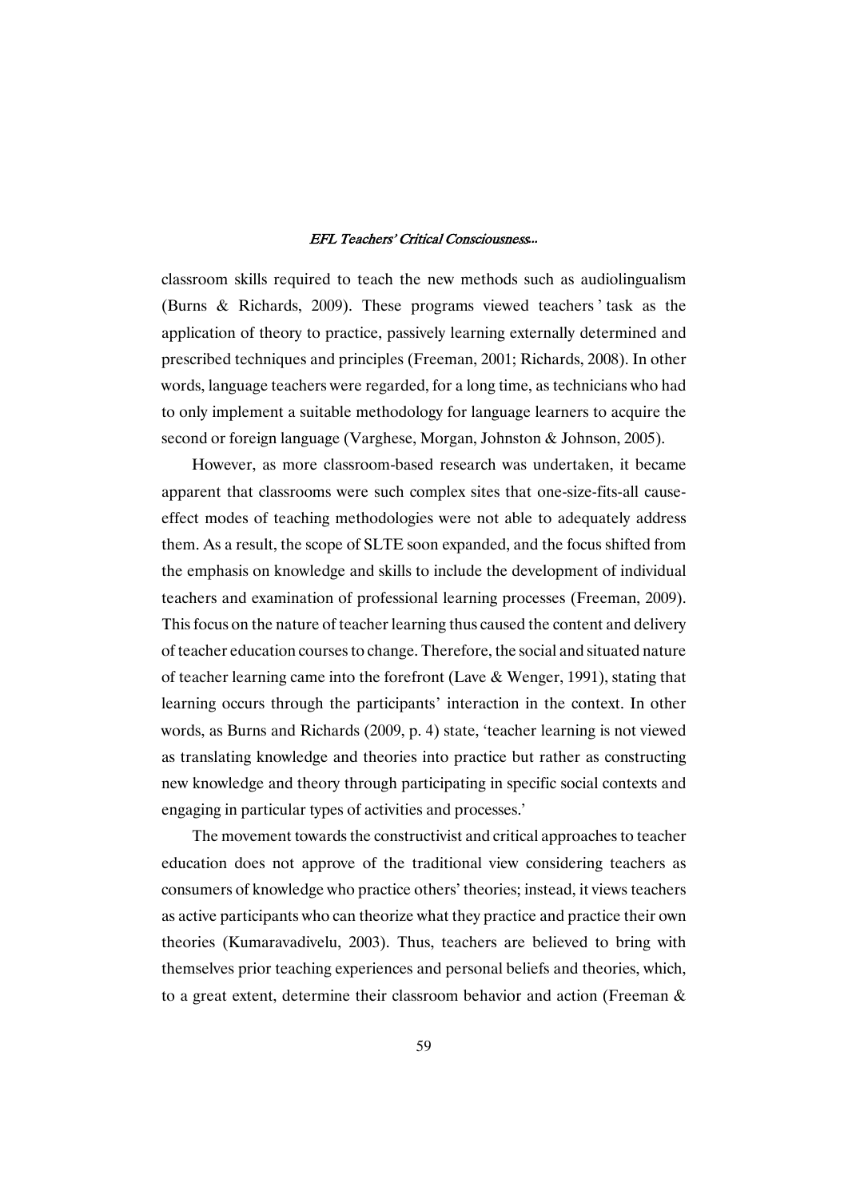classroom skills required to teach the new methods such as audiolingualism (Burns & Richards, 2009). These programs viewed teachers' task as the application of theory to practice, passively learning externally determined and prescribed techniques and principles (Freeman, 2001; Richards, 2008). In other words, language teachers were regarded, for a long time, as technicians who had to only implement a suitable methodology for language learners to acquire the second or foreign language (Varghese, Morgan, Johnston & Johnson, 2005).

However, as more classroom-based research was undertaken, it became apparent that classrooms were such complex sites that one-size-fits-all cause-effect modes of teaching methodologies were not able to adequately address them. As a result, the scope of SLTE soon expanded, and the focus shifted from the emphasis on knowledge and skills to include the development of individual teachers and examination of professional learning processes (Freeman, 2009). This focus on the nature of teacher learning thus caused the content and delivery of teacher education courses to change. Therefore, the social and situated nature of teacher learning came into the forefront (Lave & Wenger, 1991), stating that learning occurs through the participants' interaction in the context. In other words, as Burns and Richards (2009, p. 4) state, 'teacher learning is not viewed as translating knowledge and theories into practice but rather as constructing new knowledge and theory through participating in specific social contexts and engaging in particular types of activities and processes.'

The movement towards the constructivist and critical approaches to teacher education does not approve of the traditional view considering teachers as consumers of knowledge who practice others' theories; instead, it views teachers as active participants who can theorize what they practice and practice their own theories (Kumaravadivelu, 2003). Thus, teachers are believed to bring with themselves prior teaching experiences and personal beliefs and theories, which, to a great extent, determine their classroom behavior and action (Freeman &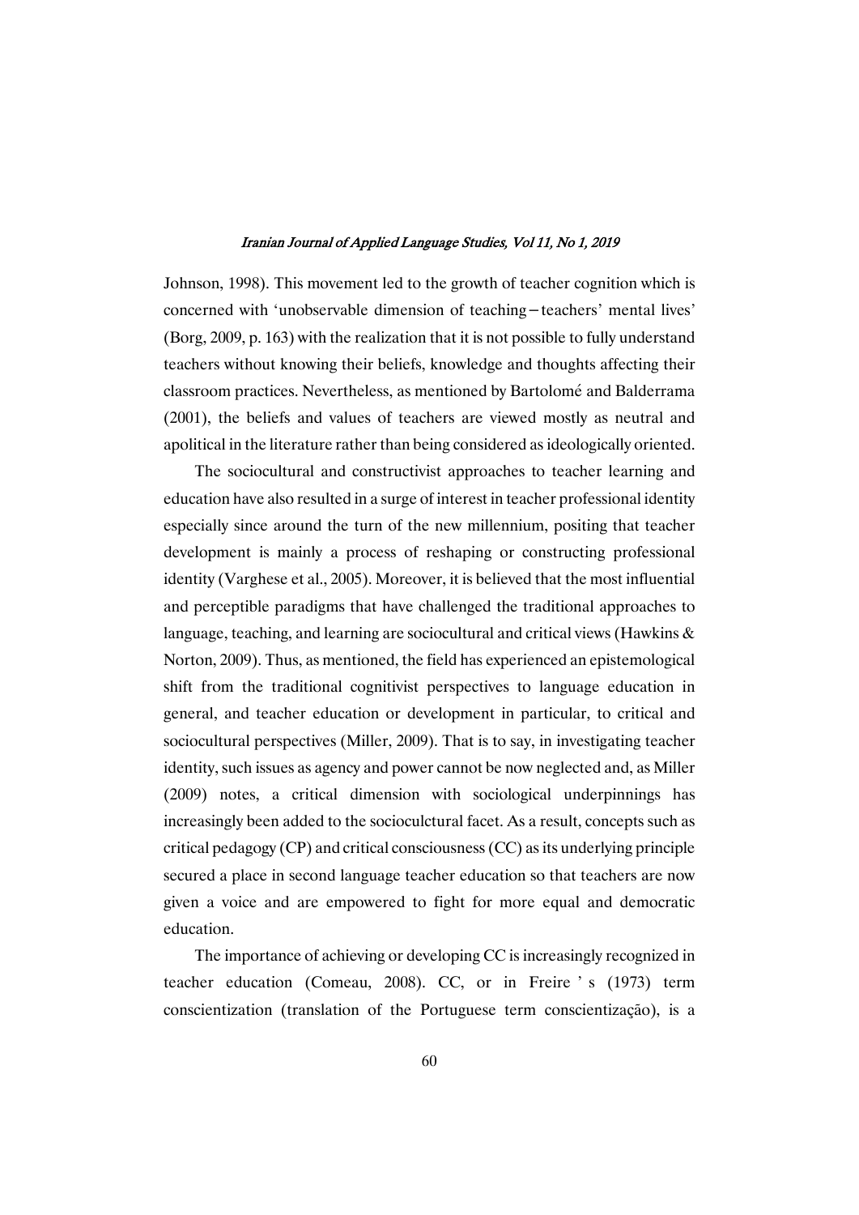Johnson, 1998). This movement led to the growth of teacher cognition which is concerned with 'unobservable dimension of teaching–teachers' mental lives' (Borg, 2009, p. 163) with the realization that it is not possible to fully understand teachers without knowing their beliefs, knowledge and thoughts affecting their classroom practices. Nevertheless, as mentioned by Bartolomé and Balderrama (2001), the beliefs and values of teachers are viewed mostly as neutral and apolitical in the literature rather than being considered as ideologically oriented.

The sociocultural and constructivist approaches to teacher learning and education have also resulted in a surge of interest in teacher professional identity especially since around the turn of the new millennium, positing that teacher development is mainly a process of reshaping or constructing professional identity (Varghese et al., 2005). Moreover, it is believed that the most influential and perceptible paradigms that have challenged the traditional approaches to language, teaching, and learning are sociocultural and critical views (Hawkins & Norton, 2009). Thus, as mentioned, the field has experienced an epistemological shift from the traditional cognitivist perspectives to language education in general, and teacher education or development in particular, to critical and sociocultural perspectives (Miller, 2009). That is to say, in investigating teacher identity, such issues as agency and power cannot be now neglected and, as Miller (2009) notes, a critical dimension with sociological underpinnings has increasingly been added to the socioculctural facet. As a result, concepts such as critical pedagogy (CP) and critical consciousness (CC) as its underlying principle secured a place in second language teacher education so that teachers are now given a voice and are empowered to fight for more equal and democratic education.

The importance of achieving or developing CC is increasingly recognized in teacher education (Comeau, 2008). CC, or in Freire's (1973) term conscientization (translation of the Portuguese term conscientização), is a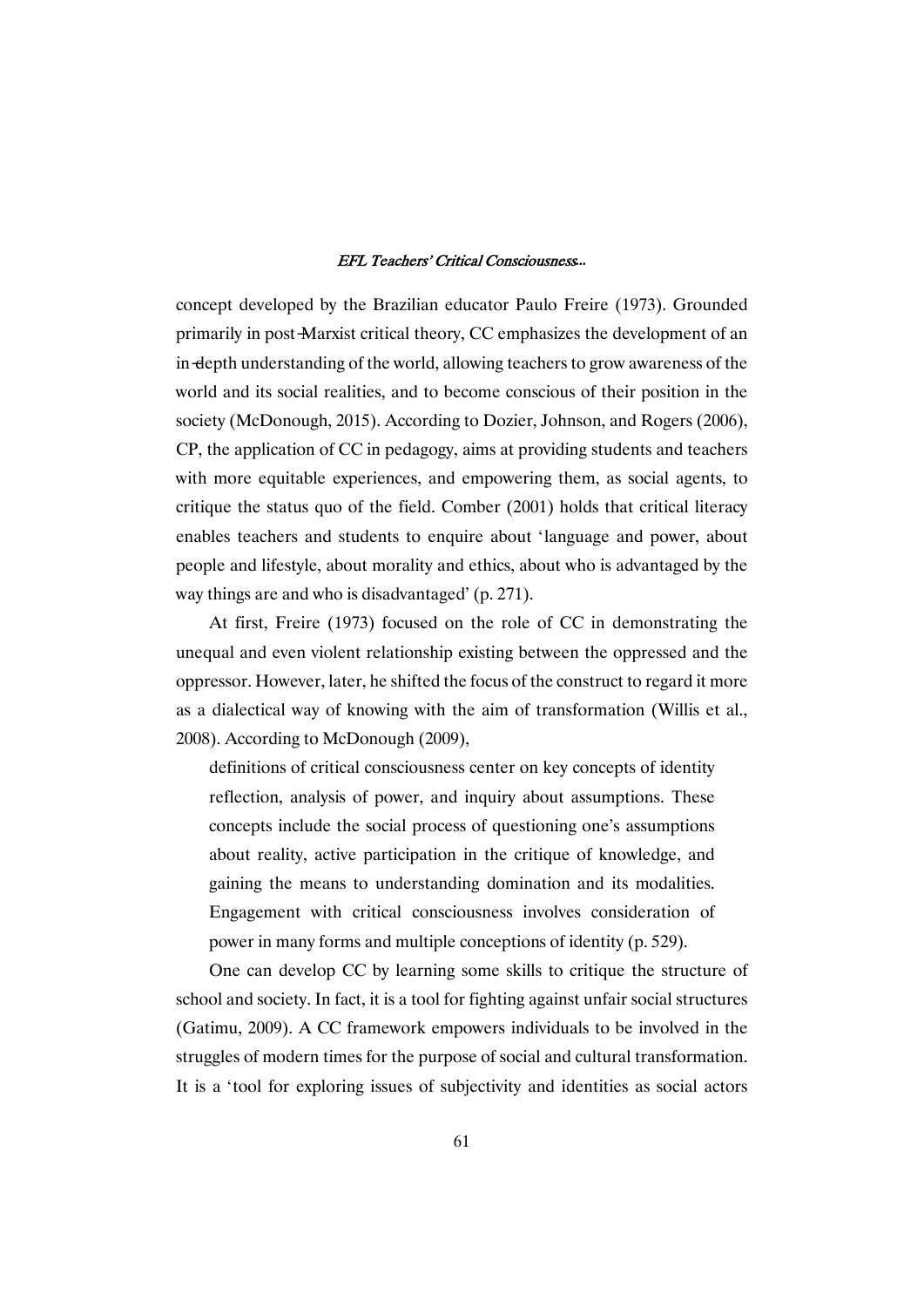concept developed by the Brazilian educator Paulo Freire (1973). Grounded primarily in post-Marxist critical theory, CC emphasizes the development of an in-depth understanding of the world, allowing teachers to grow awareness of the world and its social realities, and to become conscious of their position in the society (McDonough, 2015). According to Dozier, Johnson, and Rogers (2006), CP, the application of CC in pedagogy, aims at providing students and teachers with more equitable experiences, and empowering them, as social agents, to critique the status quo of the field. Comber (2001) holds that critical literacy enables teachers and students to enquire about 'language and power, about people and lifestyle, about morality and ethics, about who is advantaged by the way things are and who is disadvantaged' (p. 271).

At first, Freire (1973) focused on the role of CC in demonstrating the unequal and even violent relationship existing between the oppressed and the oppressor. However, later, he shifted the focus of the construct to regard it more as a dialectical way of knowing with the aim of transformation (Willis et al., 2008). According to McDonough (2009),

> definitions of critical consciousness center on key concepts of identity reflection, analysis of power, and inquiry about assumptions. These concepts include the social process of questioning one's assumptions about reality, active participation in the critique of knowledge, and gaining the means to understanding domination and its modalities. Engagement with critical consciousness involves consideration of power in many forms and multiple conceptions of identity (p. 529).

One can develop CC by learning some skills to critique the structure of school and society. In fact, it is a tool for fighting against unfair social structures (Gatimu, 2009). A CC framework empowers individuals to be involved in the struggles of modern times for the purpose of social and cultural transformation. It is a 'tool for exploring issues of subjectivity and identities as social actors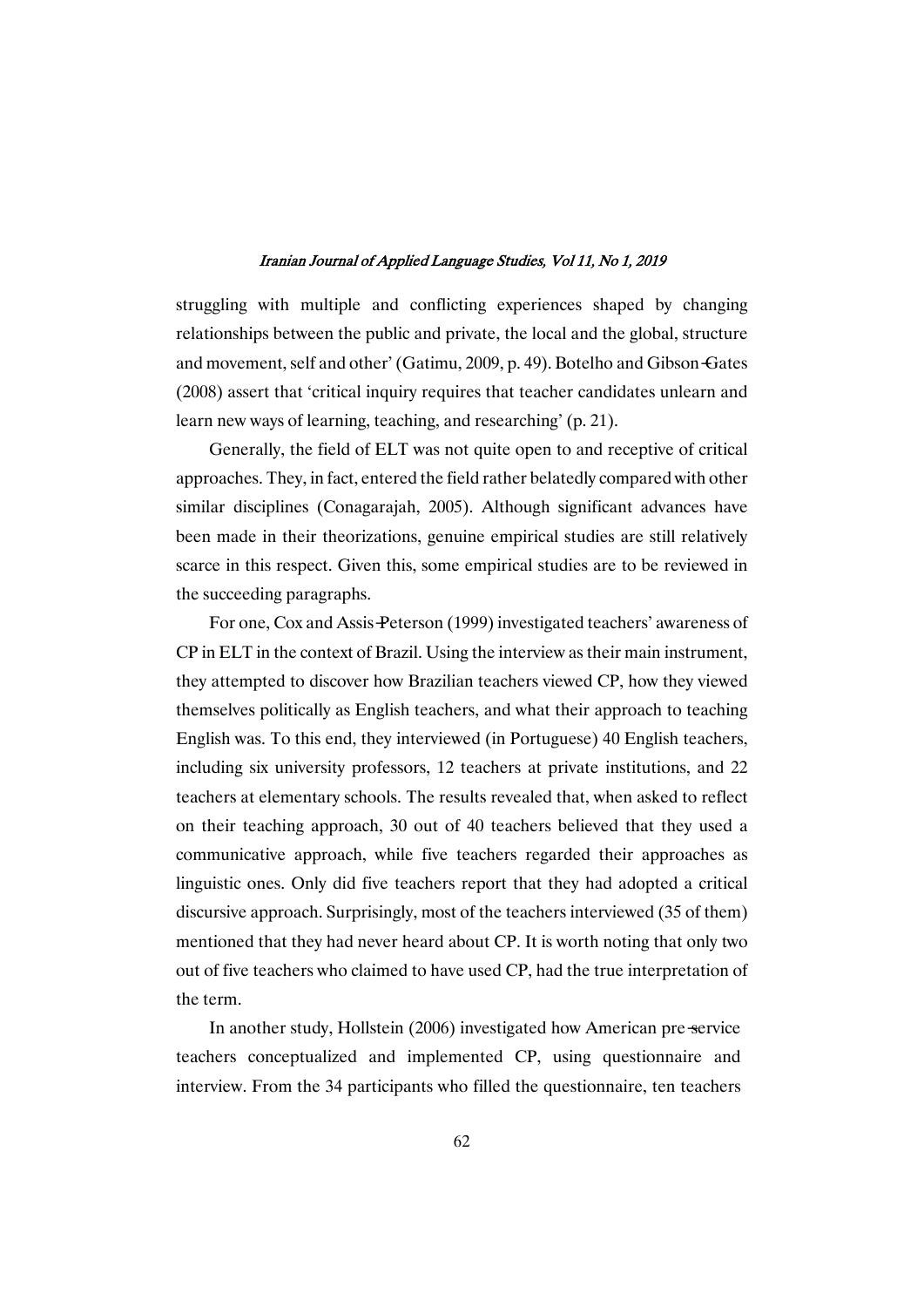struggling with multiple and conflicting experiences shaped by changing relationships between the public and private, the local and the global, structure and movement, self and other' (Gatimu, 2009, p. 49). Botelho and Gibson-Gates (2008) assert that 'critical inquiry requires that teacher candidates unlearn and learn new ways of learning, teaching, and researching' (p. 21).

Generally, the field of ELT was not quite open to and receptive of critical approaches. They, in fact, entered the field rather belatedly compared with other similar disciplines (Conagarajah, 2005). Although significant advances have been made in their theorizations, genuine empirical studies are still relatively scarce in this respect. Given this, some empirical studies are to be reviewed in the succeeding paragraphs.

For one, Cox and Assis-Peterson (1999) investigated teachers' awareness of CP in ELT in the context of Brazil. Using the interview as their main instrument, they attempted to discover how Brazilian teachers viewed CP, how they viewed themselves politically as English teachers, and what their approach to teaching English was. To this end, they interviewed (in Portuguese) 40 English teachers, including six university professors, 12 teachers at private institutions, and 22 teachers at elementary schools. The results revealed that, when asked to reflect on their teaching approach, 30 out of 40 teachers believed that they used a communicative approach, while five teachers regarded their approaches as linguistic ones. Only did five teachers report that they had adopted a critical discursive approach. Surprisingly, most of the teachers interviewed (35 of them) mentioned that they had never heard about CP. It is worth noting that only two out of five teachers who claimed to have used CP, had the true interpretation of the term.

In another study, Hollstein (2006) investigated how American pre-service teachers conceptualized and implemented CP, using questionnaire and interview. From the 34 participants who filled the questionnaire, ten teachers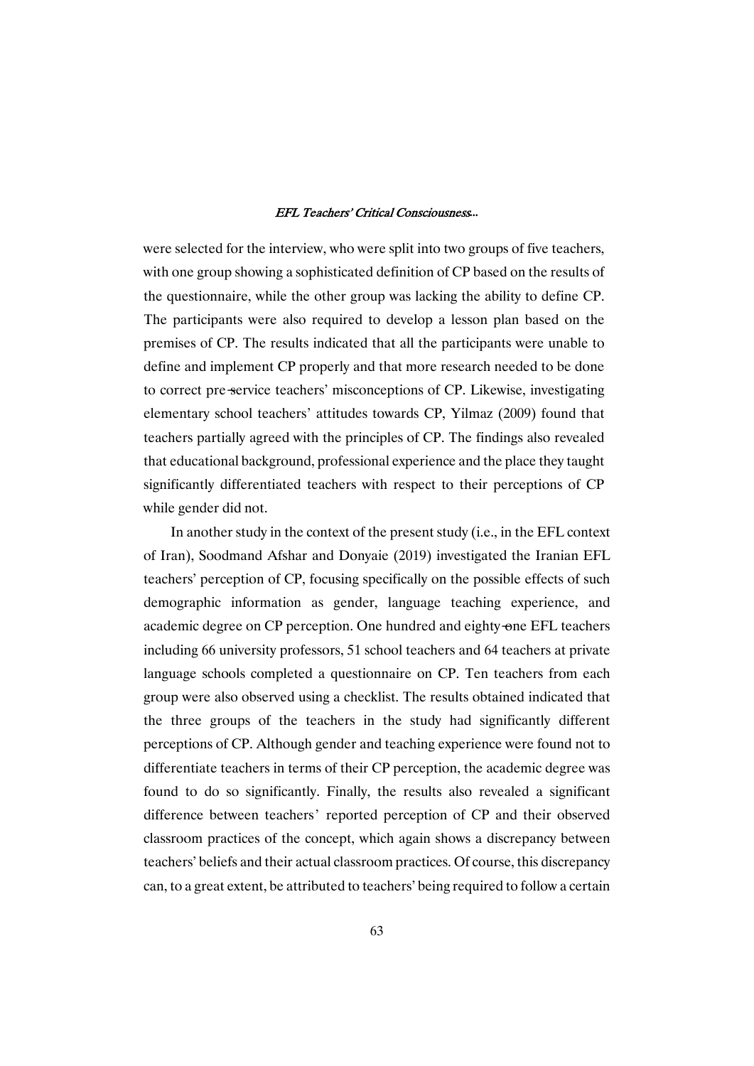were selected for the interview, who were split into two groups of five teachers, with one group showing a sophisticated definition of CP based on the results of the questionnaire, while the other group was lacking the ability to define CP. The participants were also required to develop a lesson plan based on the premises of CP. The results indicated that all the participants were unable to define and implement CP properly and that more research needed to be done to correct pre-service teachers' misconceptions of CP. Likewise, investigating elementary school teachers' attitudes towards CP, Yilmaz (2009) found that teachers partially agreed with the principles of CP. The findings also revealed that educational background, professional experience and the place they taught significantly differentiated teachers with respect to their perceptions of CP while gender did not.

In another study in the context of the present study (i.e., in the EFL context of Iran), Soodmand Afshar and Donyaie (2019) investigated the Iranian EFL teachers' perception of CP, focusing specifically on the possible effects of such demographic information as gender, language teaching experience, and academic degree on CP perception. One hundred and eighty-one EFL teachers including 66 university professors, 51 school teachers and 64 teachers at private language schools completed a questionnaire on CP. Ten teachers from each group were also observed using a checklist. The results obtained indicated that the three groups of the teachers in the study had significantly different perceptions of CP. Although gender and teaching experience were found not to differentiate teachers in terms of their CP perception, the academic degree was found to do so significantly. Finally, the results also revealed a significant difference between teachers' reported perception of CP and their observed classroom practices of the concept, which again shows a discrepancy between teachers' beliefs and their actual classroom practices. Of course, this discrepancy can, to a great extent, be attributed to teachers' being required to follow a certain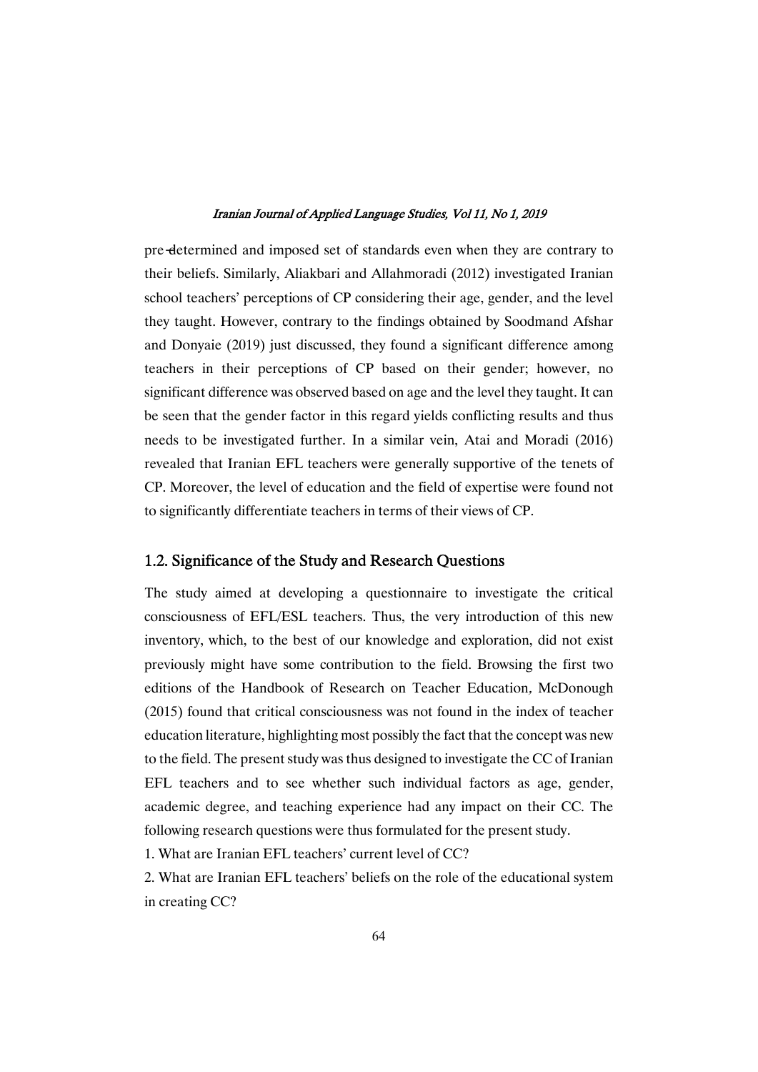pre-determined and imposed set of standards even when they are contrary to their beliefs. Similarly, Aliakbari and Allahmoradi (2012) investigated Iranian school teachers' perceptions of CP considering their age, gender, and the level they taught. However, contrary to the findings obtained by Soodmand Afshar and Donyaie (2019) just discussed, they found a significant difference among teachers in their perceptions of CP based on their gender; however, no significant difference was observed based on age and the level they taught. It can be seen that the gender factor in this regard yields conflicting results and thus needs to be investigated further. In a similar vein, Atai and Moradi (2016) revealed that Iranian EFL teachers were generally supportive of the tenets of CP. Moreover, the level of education and the field of expertise were found not to significantly differentiate teachers in terms of their views of CP.

## 1.2. Significance of the Study and Research Questions

The study aimed at developing a questionnaire to investigate the critical consciousness of EFL/ESL teachers. Thus, the very introduction of this new inventory, which, to the best of our knowledge and exploration, did not exist previously might have some contribution to the field. Browsing the first two editions of the Handbook of Research on Teacher Education, McDonough (2015) found that critical consciousness was not found in the index of teacher education literature, highlighting most possibly the fact that the concept was new to the field. The present study was thus designed to investigate the CC of Iranian EFL teachers and to see whether such individual factors as age, gender, academic degree, and teaching experience had any impact on their CC. The following research questions were thus formulated for the present study.

1. What are Iranian EFL teachers' current level of CC?
2. What are Iranian EFL teachers' beliefs on the role of the educational system in creating CC?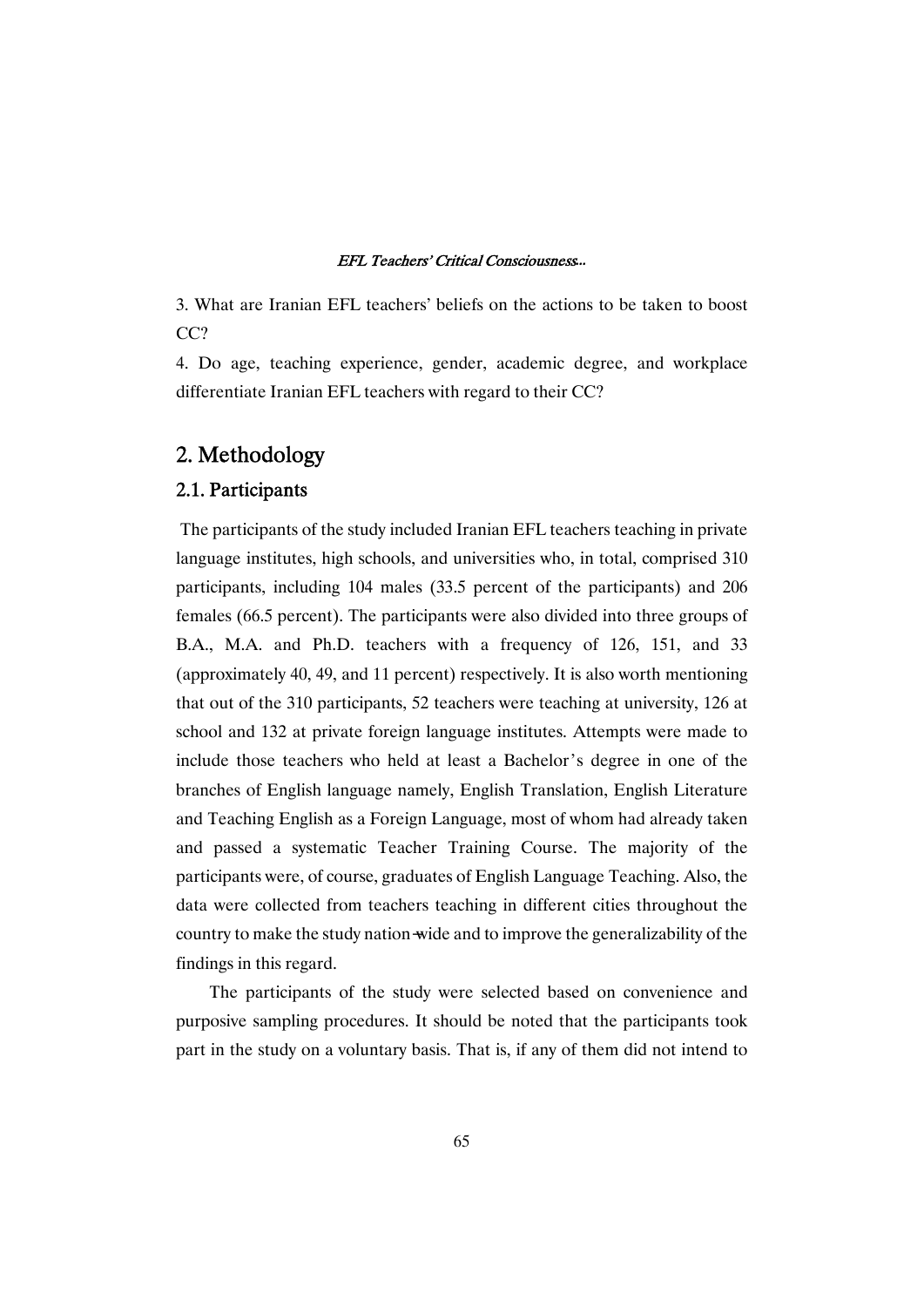3. What are Iranian EFL teachers' beliefs on the actions to be taken to boost CC?

4. Do age, teaching experience, gender, academic degree, and workplace differentiate Iranian EFL teachers with regard to their CC?

## 2. Methodology

### 2.1. Participants

The participants of the study included Iranian EFL teachers teaching in private language institutes, high schools, and universities who, in total, comprised 310 participants, including 104 males (33.5 percent of the participants) and 206 females (66.5 percent). The participants were also divided into three groups of B.A., M.A. and Ph.D. teachers with a frequency of 126, 151, and 33 (approximately 40, 49, and 11 percent) respectively. It is also worth mentioning that out of the 310 participants, 52 teachers were teaching at university, 126 at school and 132 at private foreign language institutes. Attempts were made to include those teachers who held at least a Bachelor's degree in one of the branches of English language namely, English Translation, English Literature and Teaching English as a Foreign Language, most of whom had already taken and passed a systematic Teacher Training Course. The majority of the participants were, of course, graduates of English Language Teaching. Also, the data were collected from teachers teaching in different cities throughout the country to make the study nation-wide and to improve the generalizability of the findings in this regard.

The participants of the study were selected based on convenience and purposive sampling procedures. It should be noted that the participants took part in the study on a voluntary basis. That is, if any of them did not intend to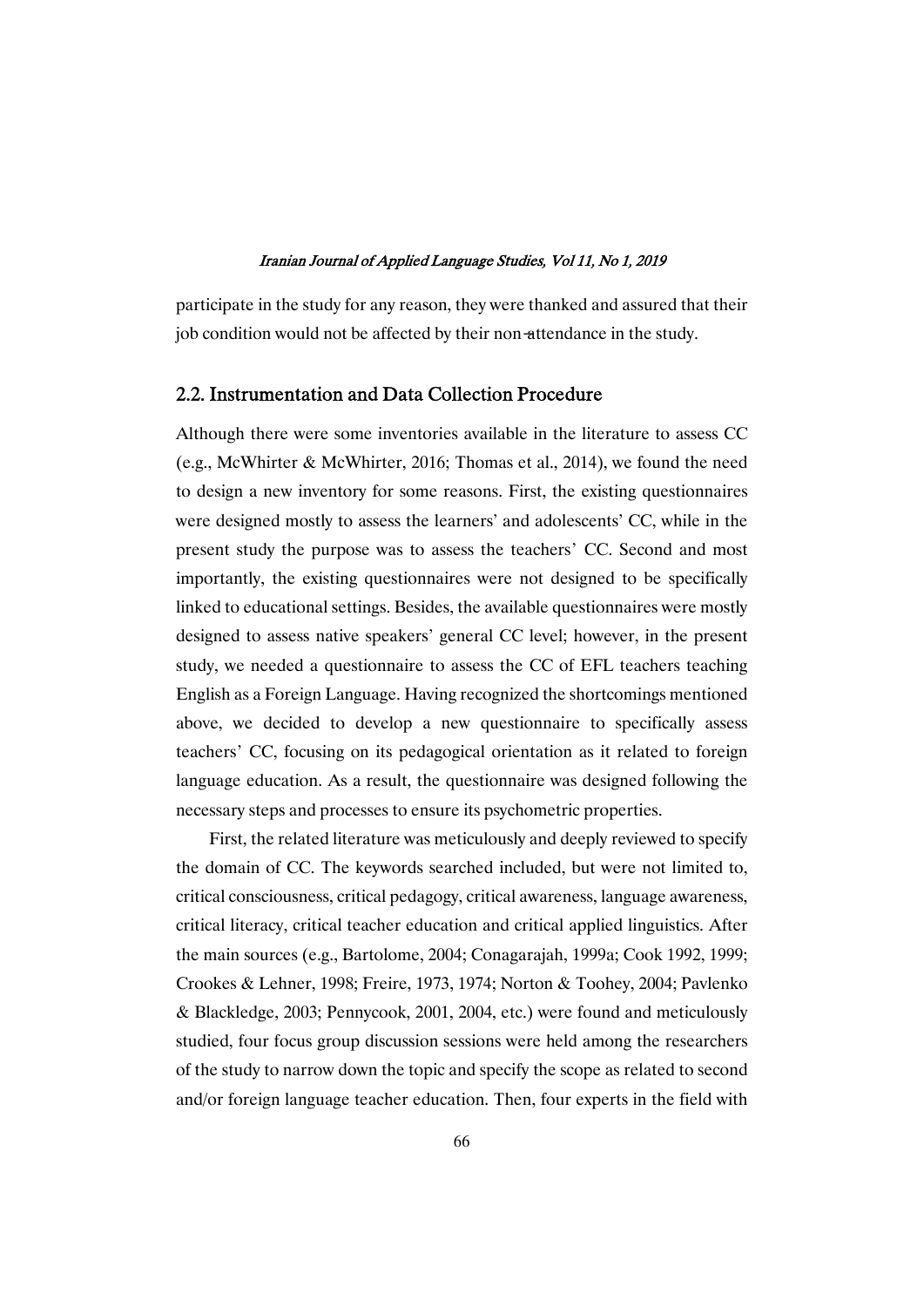participate in the study for any reason, they were thanked and assured that their job condition would not be affected by their non-attendance in the study.

## 2.2. Instrumentation and Data Collection Procedure

Although there were some inventories available in the literature to assess CC (e.g., McWhirter & McWhirter, 2016; Thomas et al., 2014), we found the need to design a new inventory for some reasons. First, the existing questionnaires were designed mostly to assess the learners' and adolescents' CC, while in the present study the purpose was to assess the teachers' CC. Second and most importantly, the existing questionnaires were not designed to be specifically linked to educational settings. Besides, the available questionnaires were mostly designed to assess native speakers' general CC level; however, in the present study, we needed a questionnaire to assess the CC of EFL teachers teaching English as a Foreign Language. Having recognized the shortcomings mentioned above, we decided to develop a new questionnaire to specifically assess teachers' CC, focusing on its pedagogical orientation as it related to foreign language education. As a result, the questionnaire was designed following the necessary steps and processes to ensure its psychometric properties.

First, the related literature was meticulously and deeply reviewed to specify the domain of CC. The keywords searched included, but were not limited to, critical consciousness, critical pedagogy, critical awareness, language awareness, critical literacy, critical teacher education and critical applied linguistics. After the main sources (e.g., Bartolome, 2004; Conagarajah, 1999a; Cook 1992, 1999; Crookes & Lehner, 1998; Freire, 1973, 1974; Norton & Toohey, 2004; Pavlenko & Blackledge, 2003; Pennycook, 2001, 2004, etc.) were found and meticulously studied, four focus group discussion sessions were held among the researchers of the study to narrow down the topic and specify the scope as related to second and/or foreign language teacher education. Then, four experts in the field with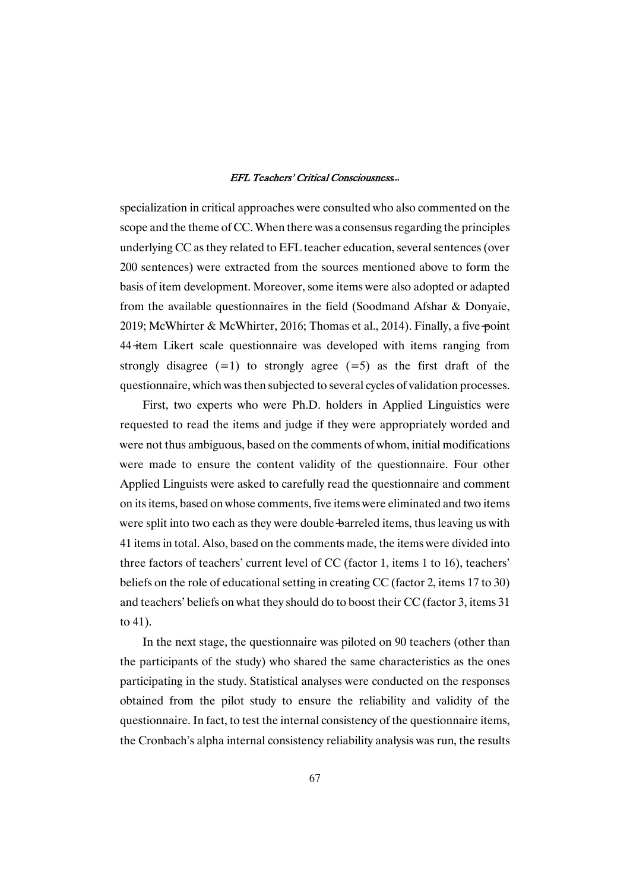specialization in critical approaches were consulted who also commented on the scope and the theme of CC. When there was a consensus regarding the principles underlying CC as they related to EFL teacher education, several sentences (over 200 sentences) were extracted from the sources mentioned above to form the basis of item development. Moreover, some items were also adopted or adapted from the available questionnaires in the field (Soodmand Afshar & Donyaie, 2019; McWhirter & McWhirter, 2016; Thomas et al., 2014). Finally, a five-point 44-item Likert scale questionnaire was developed with items ranging from strongly disagree (=1) to strongly agree (=5) as the first draft of the questionnaire, which was then subjected to several cycles of validation processes.

First, two experts who were Ph.D. holders in Applied Linguistics were requested to read the items and judge if they were appropriately worded and were not thus ambiguous, based on the comments of whom, initial modifications were made to ensure the content validity of the questionnaire. Four other Applied Linguists were asked to carefully read the questionnaire and comment on its items, based on whose comments, five items were eliminated and two items were split into two each as they were double-barreled items, thus leaving us with 41 items in total. Also, based on the comments made, the items were divided into three factors of teachers' current level of CC (factor 1, items 1 to 16), teachers' beliefs on the role of educational setting in creating CC (factor 2, items 17 to 30) and teachers' beliefs on what they should do to boost their CC (factor 3, items 31 to 41).

In the next stage, the questionnaire was piloted on 90 teachers (other than the participants of the study) who shared the same characteristics as the ones participating in the study. Statistical analyses were conducted on the responses obtained from the pilot study to ensure the reliability and validity of the questionnaire. In fact, to test the internal consistency of the questionnaire items, the Cronbach's alpha internal consistency reliability analysis was run, the results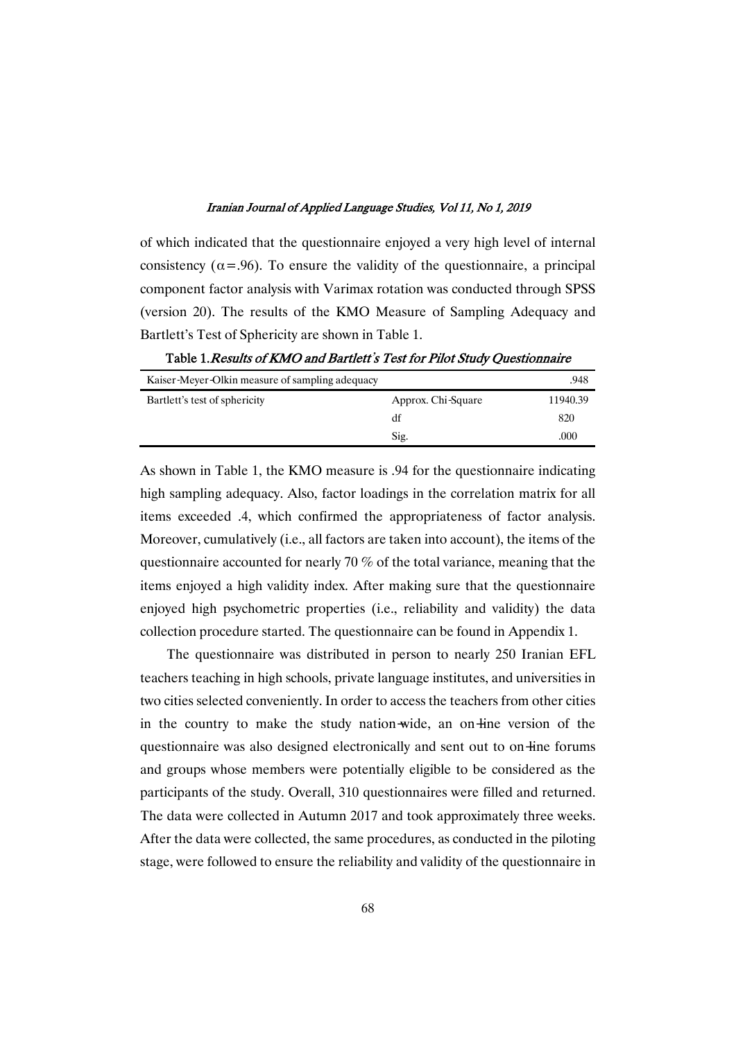of which indicated that the questionnaire enjoyed a very high level of internal consistency ($\alpha$=.96). To ensure the validity of the questionnaire, a principal component factor analysis with Varimax rotation was conducted through SPSS (version 20). The results of the KMO Measure of Sampling Adequacy and Bartlett's Test of Sphericity are shown in Table 1.

**Table 1.** *Results of KMO and Bartlett's Test for Pilot Study Questionnaire*

| Kaiser-Meyer-Olkin measure of sampling adequacy | | .948 |
|---|---|---|
| Bartlett's test of sphericity | Approx. Chi-Square | 11940.39 |
| | df | 820 |
| | Sig. | .000 |

As shown in Table 1, the KMO measure is .94 for the questionnaire indicating high sampling adequacy. Also, factor loadings in the correlation matrix for all items exceeded .4, which confirmed the appropriateness of factor analysis. Moreover, cumulatively (i.e., all factors are taken into account), the items of the questionnaire accounted for nearly 70 % of the total variance, meaning that the items enjoyed a high validity index. After making sure that the questionnaire enjoyed high psychometric properties (i.e., reliability and validity) the data collection procedure started. The questionnaire can be found in Appendix 1.

The questionnaire was distributed in person to nearly 250 Iranian EFL teachers teaching in high schools, private language institutes, and universities in two cities selected conveniently. In order to access the teachers from other cities in the country to make the study nation-wide, an on-line version of the questionnaire was also designed electronically and sent out to on-line forums and groups whose members were potentially eligible to be considered as the participants of the study. Overall, 310 questionnaires were filled and returned. The data were collected in Autumn 2017 and took approximately three weeks. After the data were collected, the same procedures, as conducted in the piloting stage, were followed to ensure the reliability and validity of the questionnaire in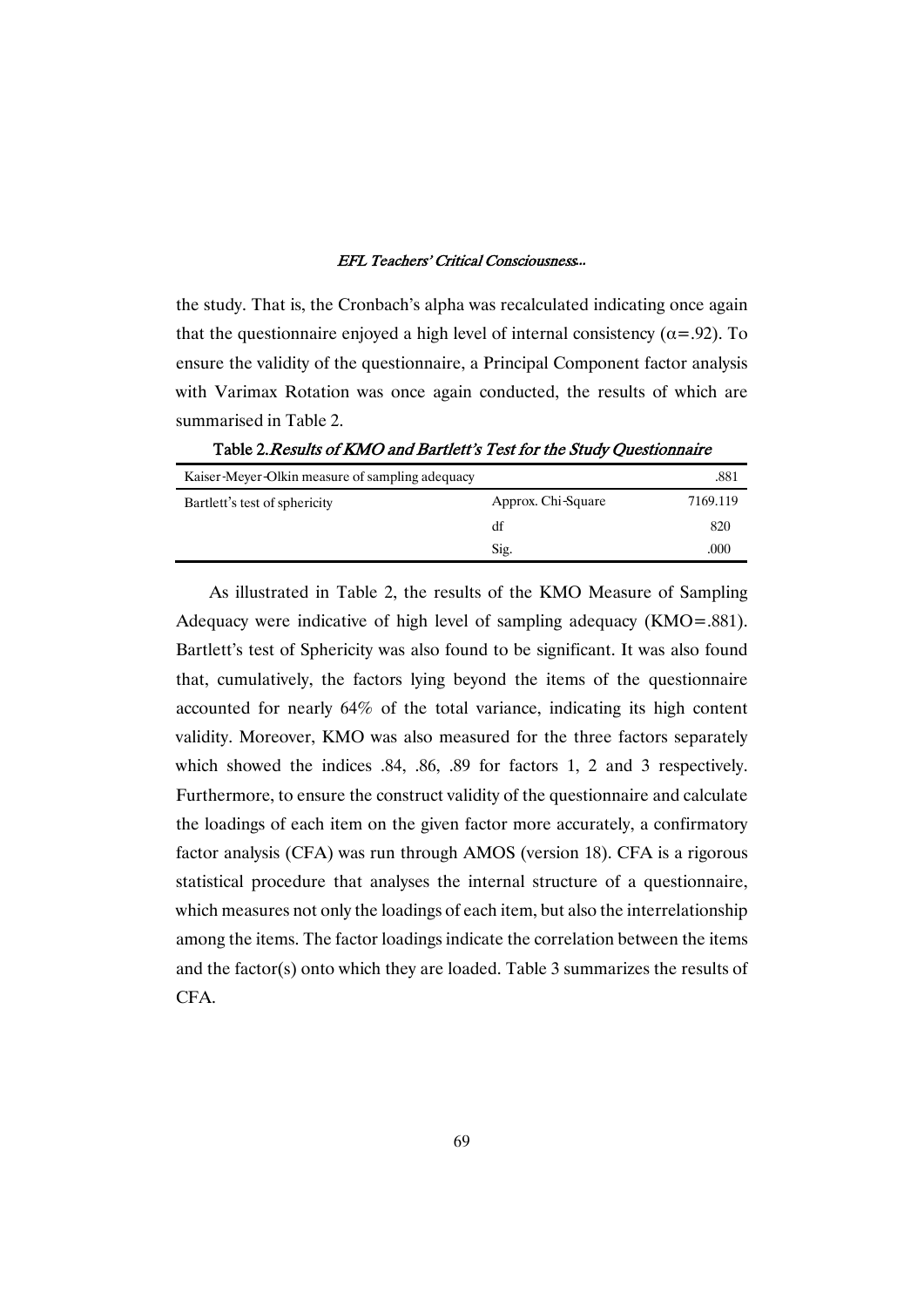the study. That is, the Cronbach's alpha was recalculated indicating once again that the questionnaire enjoyed a high level of internal consistency ($\alpha$=.92). To ensure the validity of the questionnaire, a Principal Component factor analysis with Varimax Rotation was once again conducted, the results of which are summarised in Table 2.

**Table 2.** *Results of KMO and Bartlett's Test for the Study Questionnaire*

| | | |
|---|---|---|
| Kaiser-Meyer-Olkin measure of sampling adequacy | | .881 |
| Bartlett's test of sphericity | Approx. Chi-Square | 7169.119 |
| | df | 820 |
| | Sig. | .000 |

As illustrated in Table 2, the results of the KMO Measure of Sampling Adequacy were indicative of high level of sampling adequacy (KMO=.881). Bartlett's test of Sphericity was also found to be significant. It was also found that, cumulatively, the factors lying beyond the items of the questionnaire accounted for nearly 64% of the total variance, indicating its high content validity. Moreover, KMO was also measured for the three factors separately which showed the indices .84, .86, .89 for factors 1, 2 and 3 respectively. Furthermore, to ensure the construct validity of the questionnaire and calculate the loadings of each item on the given factor more accurately, a confirmatory factor analysis (CFA) was run through AMOS (version 18). CFA is a rigorous statistical procedure that analyses the internal structure of a questionnaire, which measures not only the loadings of each item, but also the interrelationship among the items. The factor loadings indicate the correlation between the items and the factor(s) onto which they are loaded. Table 3 summarizes the results of CFA.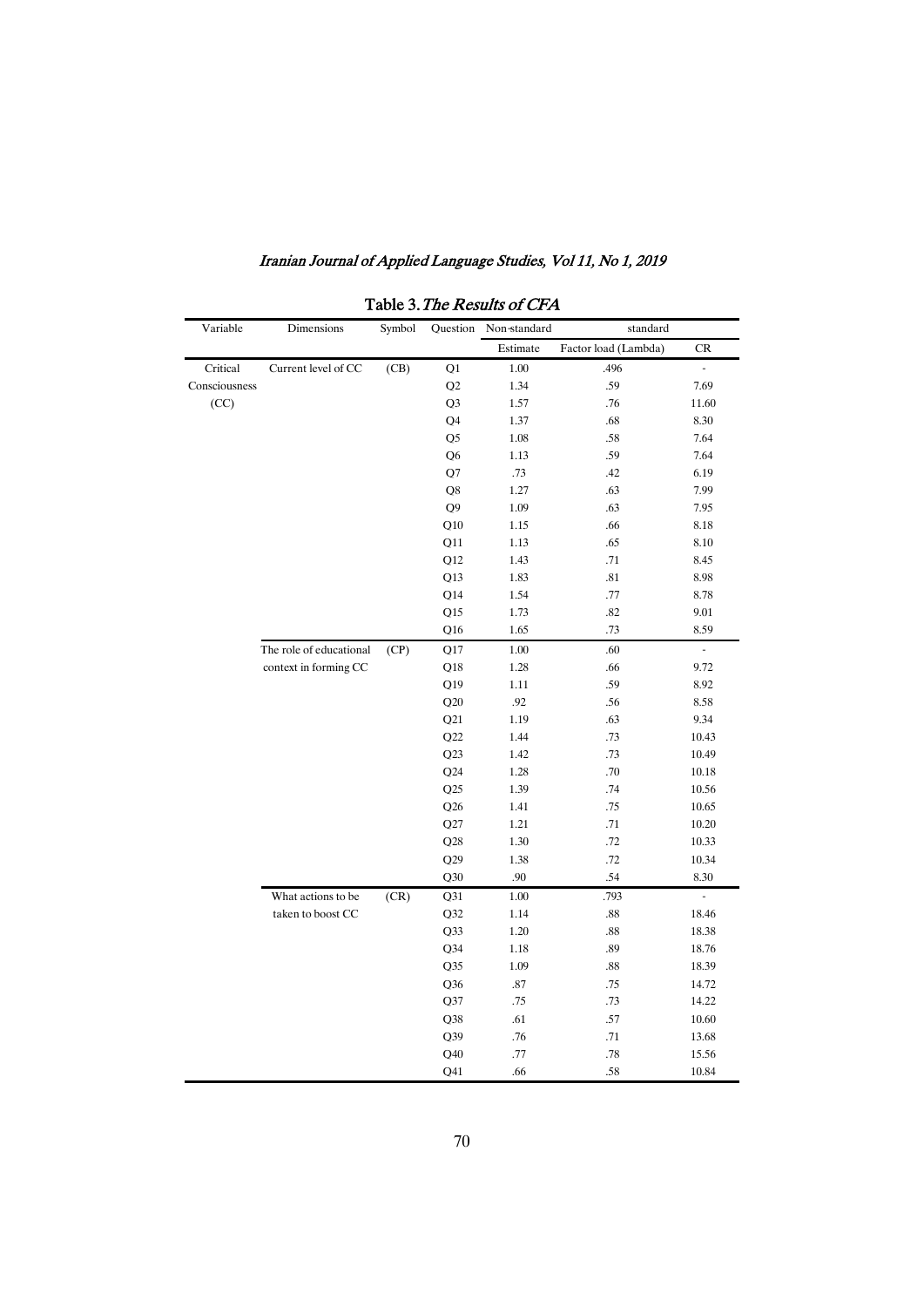Table 3. *The Results of CFA*

| Variable | Dimensions | Symbol | Question | Non-standard | standard | |
|---|---|---|---|---|---|---|
| | | | | Estimate | Factor load (Lambda) | CR |
| Critical Consciousness (CC) | Current level of CC | (CB) | Q1 | 1.00 | .496 | - |
| | | | Q2 | 1.34 | .59 | 7.69 |
| | | | Q3 | 1.57 | .76 | 11.60 |
| | | | Q4 | 1.37 | .68 | 8.30 |
| | | | Q5 | 1.08 | .58 | 7.64 |
| | | | Q6 | 1.13 | .59 | 7.64 |
| | | | Q7 | .73 | .42 | 6.19 |
| | | | Q8 | 1.27 | .63 | 7.99 |
| | | | Q9 | 1.09 | .63 | 7.95 |
| | | | Q10 | 1.15 | .66 | 8.18 |
| | | | Q11 | 1.13 | .65 | 8.10 |
| | | | Q12 | 1.43 | .71 | 8.45 |
| | | | Q13 | 1.83 | .81 | 8.98 |
| | | | Q14 | 1.54 | .77 | 8.78 |
| | | | Q15 | 1.73 | .82 | 9.01 |
| | | | Q16 | 1.65 | .73 | 8.59 |
| | The role of educational context in forming CC | (CP) | Q17 | 1.00 | .60 | - |
| | | | Q18 | 1.28 | .66 | 9.72 |
| | | | Q19 | 1.11 | .59 | 8.92 |
| | | | Q20 | .92 | .56 | 8.58 |
| | | | Q21 | 1.19 | .63 | 9.34 |
| | | | Q22 | 1.44 | .73 | 10.43 |
| | | | Q23 | 1.42 | .73 | 10.49 |
| | | | Q24 | 1.28 | .70 | 10.18 |
| | | | Q25 | 1.39 | .74 | 10.56 |
| | | | Q26 | 1.41 | .75 | 10.65 |
| | | | Q27 | 1.21 | .71 | 10.20 |
| | | | Q28 | 1.30 | .72 | 10.33 |
| | | | Q29 | 1.38 | .72 | 10.34 |
| | | | Q30 | .90 | .54 | 8.30 |
| | What actions to be taken to boost CC | (CR) | Q31 | 1.00 | .793 | - |
| | | | Q32 | 1.14 | .88 | 18.46 |
| | | | Q33 | 1.20 | .88 | 18.38 |
| | | | Q34 | 1.18 | .89 | 18.76 |
| | | | Q35 | 1.09 | .88 | 18.39 |
| | | | Q36 | .87 | .75 | 14.72 |
| | | | Q37 | .75 | .73 | 14.22 |
| | | | Q38 | .61 | .57 | 10.60 |
| | | | Q39 | .76 | .71 | 13.68 |
| | | | Q40 | .77 | .78 | 15.56 |
| | | | Q41 | .66 | .58 | 10.84 |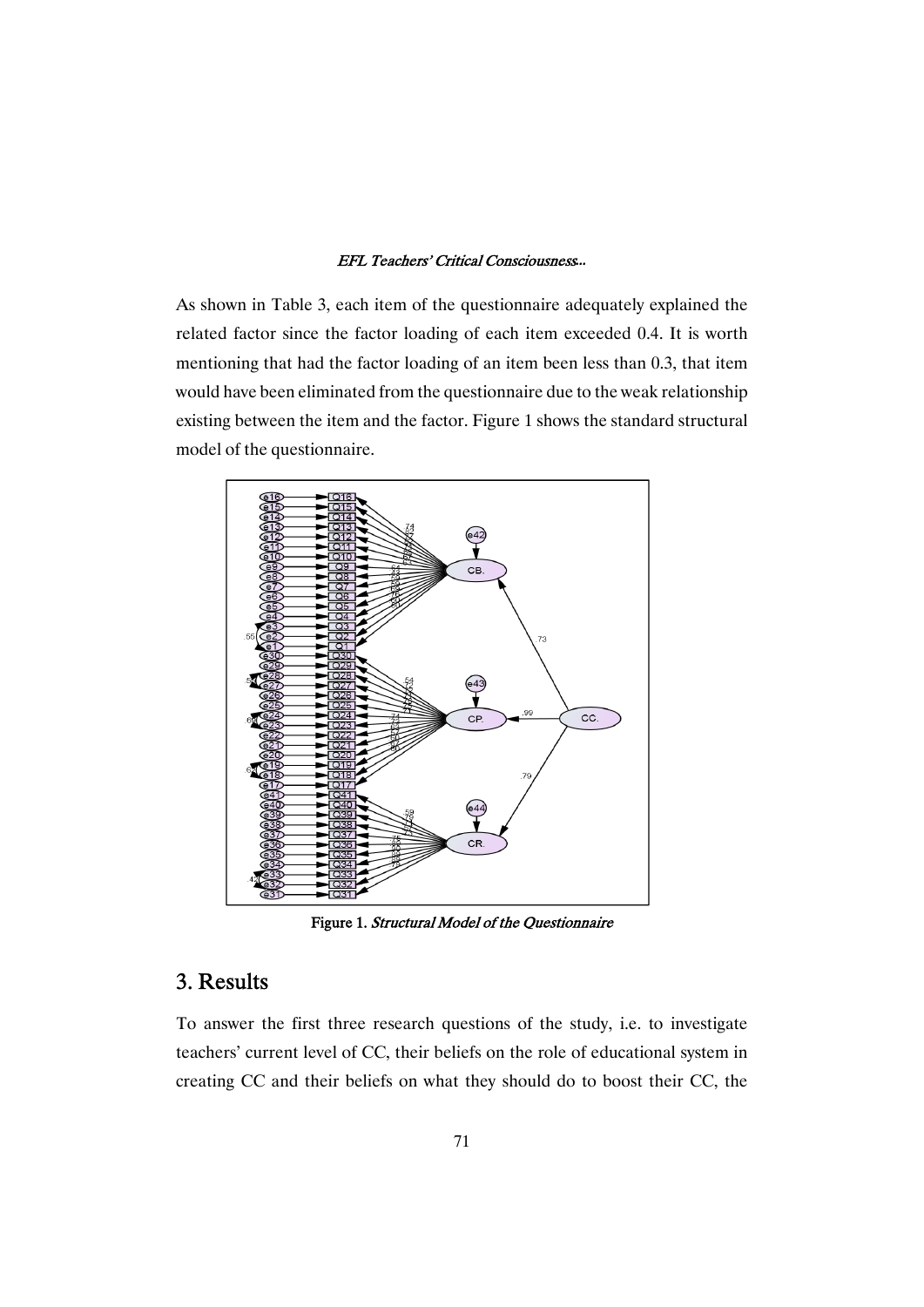As shown in Table 3, each item of the questionnaire adequately explained the related factor since the factor loading of each item exceeded 0.4. It is worth mentioning that had the factor loading of an item been less than 0.3, that item would have been eliminated from the questionnaire due to the weak relationship existing between the item and the factor. Figure 1 shows the standard structural model of the questionnaire.

**Figure 1.** *Structural Model of the Questionnaire*

## 3. Results

To answer the first three research questions of the study, i.e. to investigate teachers' current level of CC, their beliefs on the role of educational system in creating CC and their beliefs on what they should do to boost their CC, the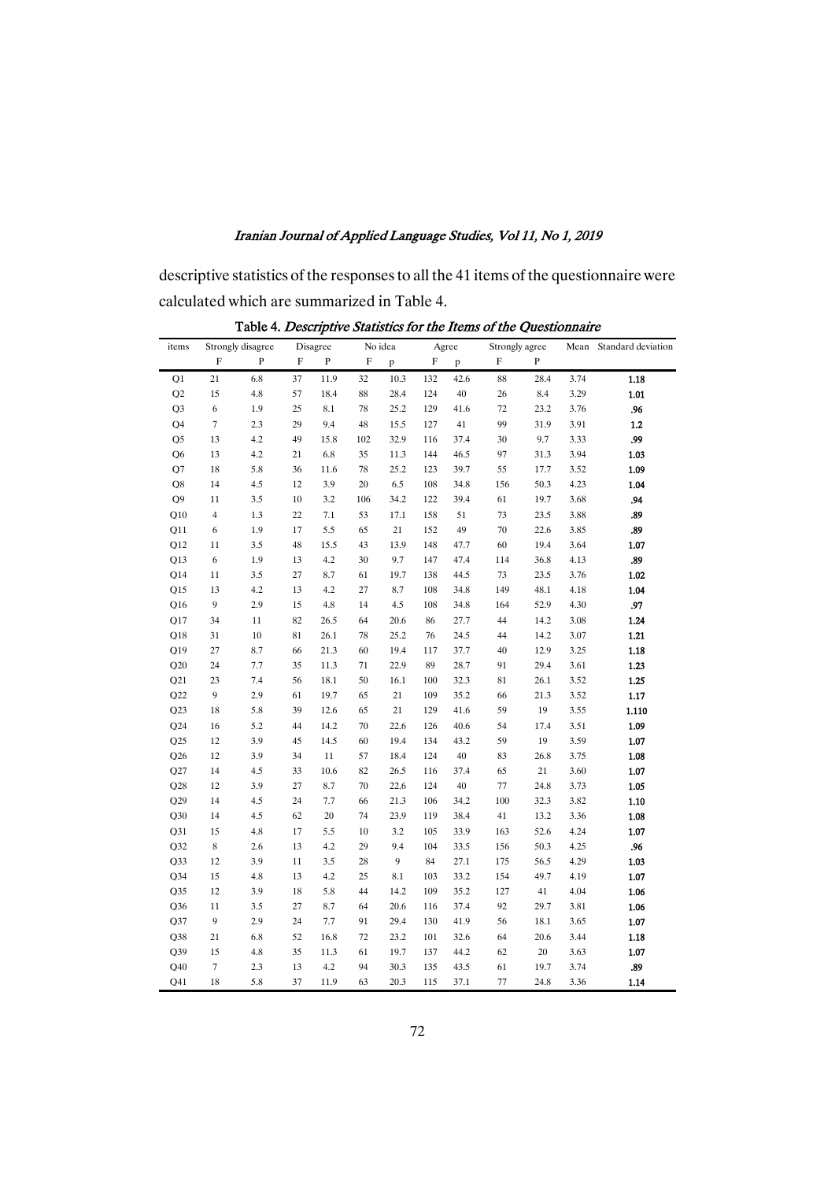descriptive statistics of the responses to all the 41 items of the questionnaire were calculated which are summarized in Table 4.

**Table 4.** *Descriptive Statistics for the Items of the Questionnaire*

| items | Strongly disagree | | Disagree | | No idea | | Agree | | Strongly agree | | Mean | Standard deviation |
|---|---|---|---|---|---|---|---|---|---|---|---|---|
| | F | P | F | P | F | p | F | p | F | P | | |
| Q1 | 21 | 6.8 | 37 | 11.9 | 32 | 10.3 | 132 | 42.6 | 88 | 28.4 | 3.74 | 1.18 |
| Q2 | 15 | 4.8 | 57 | 18.4 | 88 | 28.4 | 124 | 40 | 26 | 8.4 | 3.29 | 1.01 |
| Q3 | 6 | 1.9 | 25 | 8.1 | 78 | 25.2 | 129 | 41.6 | 72 | 23.2 | 3.76 | .96 |
| Q4 | 7 | 2.3 | 29 | 9.4 | 48 | 15.5 | 127 | 41 | 99 | 31.9 | 3.91 | 1.2 |
| Q5 | 13 | 4.2 | 49 | 15.8 | 102 | 32.9 | 116 | 37.4 | 30 | 9.7 | 3.33 | .99 |
| Q6 | 13 | 4.2 | 21 | 6.8 | 35 | 11.3 | 144 | 46.5 | 97 | 31.3 | 3.94 | 1.03 |
| Q7 | 18 | 5.8 | 36 | 11.6 | 78 | 25.2 | 123 | 39.7 | 55 | 17.7 | 3.52 | 1.09 |
| Q8 | 14 | 4.5 | 12 | 3.9 | 20 | 6.5 | 108 | 34.8 | 156 | 50.3 | 4.23 | 1.04 |
| Q9 | 11 | 3.5 | 10 | 3.2 | 106 | 34.2 | 122 | 39.4 | 61 | 19.7 | 3.68 | .94 |
| Q10 | 4 | 1.3 | 22 | 7.1 | 53 | 17.1 | 158 | 51 | 73 | 23.5 | 3.88 | .89 |
| Q11 | 6 | 1.9 | 17 | 5.5 | 65 | 21 | 152 | 49 | 70 | 22.6 | 3.85 | .89 |
| Q12 | 11 | 3.5 | 48 | 15.5 | 43 | 13.9 | 148 | 47.7 | 60 | 19.4 | 3.64 | 1.07 |
| Q13 | 6 | 1.9 | 13 | 4.2 | 30 | 9.7 | 147 | 47.4 | 114 | 36.8 | 4.13 | .89 |
| Q14 | 11 | 3.5 | 27 | 8.7 | 61 | 19.7 | 138 | 44.5 | 73 | 23.5 | 3.76 | 1.02 |
| Q15 | 13 | 4.2 | 13 | 4.2 | 27 | 8.7 | 108 | 34.8 | 149 | 48.1 | 4.18 | 1.04 |
| Q16 | 9 | 2.9 | 15 | 4.8 | 14 | 4.5 | 108 | 34.8 | 164 | 52.9 | 4.30 | .97 |
| Q17 | 34 | 11 | 82 | 26.5 | 64 | 20.6 | 86 | 27.7 | 44 | 14.2 | 3.08 | 1.24 |
| Q18 | 31 | 10 | 81 | 26.1 | 78 | 25.2 | 76 | 24.5 | 44 | 14.2 | 3.07 | 1.21 |
| Q19 | 27 | 8.7 | 66 | 21.3 | 60 | 19.4 | 117 | 37.7 | 40 | 12.9 | 3.25 | 1.18 |
| Q20 | 24 | 7.7 | 35 | 11.3 | 71 | 22.9 | 89 | 28.7 | 91 | 29.4 | 3.61 | 1.23 |
| Q21 | 23 | 7.4 | 56 | 18.1 | 50 | 16.1 | 100 | 32.3 | 81 | 26.1 | 3.52 | 1.25 |
| Q22 | 9 | 2.9 | 61 | 19.7 | 65 | 21 | 109 | 35.2 | 66 | 21.3 | 3.52 | 1.17 |
| Q23 | 18 | 5.8 | 39 | 12.6 | 65 | 21 | 129 | 41.6 | 59 | 19 | 3.55 | 1.110 |
| Q24 | 16 | 5.2 | 44 | 14.2 | 70 | 22.6 | 126 | 40.6 | 54 | 17.4 | 3.51 | 1.09 |
| Q25 | 12 | 3.9 | 45 | 14.5 | 60 | 19.4 | 134 | 43.2 | 59 | 19 | 3.59 | 1.07 |
| Q26 | 12 | 3.9 | 34 | 11 | 57 | 18.4 | 124 | 40 | 83 | 26.8 | 3.75 | 1.08 |
| Q27 | 14 | 4.5 | 33 | 10.6 | 82 | 26.5 | 116 | 37.4 | 65 | 21 | 3.60 | 1.07 |
| Q28 | 12 | 3.9 | 27 | 8.7 | 70 | 22.6 | 124 | 40 | 77 | 24.8 | 3.73 | 1.05 |
| Q29 | 14 | 4.5 | 24 | 7.7 | 66 | 21.3 | 106 | 34.2 | 100 | 32.3 | 3.82 | 1.10 |
| Q30 | 14 | 4.5 | 62 | 20 | 74 | 23.9 | 119 | 38.4 | 41 | 13.2 | 3.36 | 1.08 |
| Q31 | 15 | 4.8 | 17 | 5.5 | 10 | 3.2 | 105 | 33.9 | 163 | 52.6 | 4.24 | 1.07 |
| Q32 | 8 | 2.6 | 13 | 4.2 | 29 | 9.4 | 104 | 33.5 | 156 | 50.3 | 4.25 | .96 |
| Q33 | 12 | 3.9 | 11 | 3.5 | 28 | 9 | 84 | 27.1 | 175 | 56.5 | 4.29 | 1.03 |
| Q34 | 15 | 4.8 | 13 | 4.2 | 25 | 8.1 | 103 | 33.2 | 154 | 49.7 | 4.19 | 1.07 |
| Q35 | 12 | 3.9 | 18 | 5.8 | 44 | 14.2 | 109 | 35.2 | 127 | 41 | 4.04 | 1.06 |
| Q36 | 11 | 3.5 | 27 | 8.7 | 64 | 20.6 | 116 | 37.4 | 92 | 29.7 | 3.81 | 1.06 |
| Q37 | 9 | 2.9 | 24 | 7.7 | 91 | 29.4 | 130 | 41.9 | 56 | 18.1 | 3.65 | 1.07 |
| Q38 | 21 | 6.8 | 52 | 16.8 | 72 | 23.2 | 101 | 32.6 | 64 | 20.6 | 3.44 | 1.18 |
| Q39 | 15 | 4.8 | 35 | 11.3 | 61 | 19.7 | 137 | 44.2 | 62 | 20 | 3.63 | 1.07 |
| Q40 | 7 | 2.3 | 13 | 4.2 | 94 | 30.3 | 135 | 43.5 | 61 | 19.7 | 3.74 | .89 |
| Q41 | 18 | 5.8 | 37 | 11.9 | 63 | 20.3 | 115 | 37.1 | 77 | 24.8 | 3.36 | 1.14 |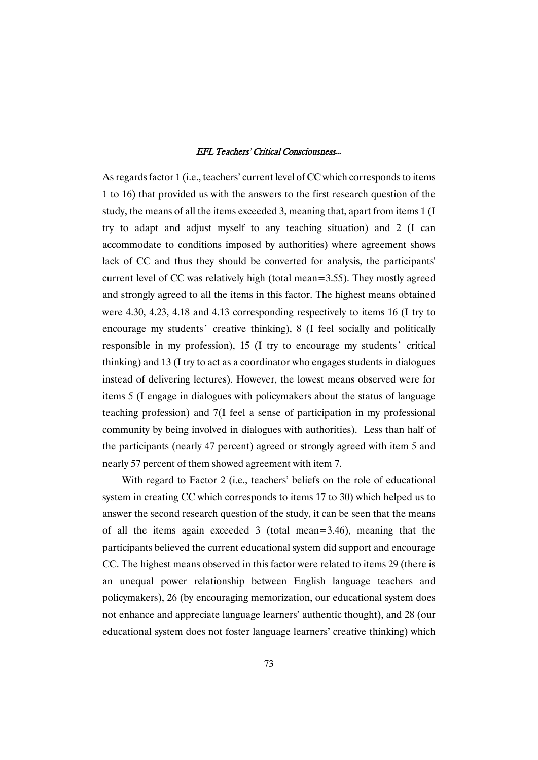As regards factor 1 (i.e., teachers' current level of CC which corresponds to items 1 to 16) that provided us with the answers to the first research question of the study, the means of all the items exceeded 3, meaning that, apart from items 1 (I try to adapt and adjust myself to any teaching situation) and 2 (I can accommodate to conditions imposed by authorities) where agreement shows lack of CC and thus they should be converted for analysis, the participants' current level of CC was relatively high (total mean=3.55). They mostly agreed and strongly agreed to all the items in this factor. The highest means obtained were 4.30, 4.23, 4.18 and 4.13 corresponding respectively to items 16 (I try to encourage my students' creative thinking), 8 (I feel socially and politically responsible in my profession), 15 (I try to encourage my students' critical thinking) and 13 (I try to act as a coordinator who engages students in dialogues instead of delivering lectures). However, the lowest means observed were for items 5 (I engage in dialogues with policymakers about the status of language teaching profession) and 7(I feel a sense of participation in my professional community by being involved in dialogues with authorities). Less than half of the participants (nearly 47 percent) agreed or strongly agreed with item 5 and nearly 57 percent of them showed agreement with item 7.

With regard to Factor 2 (i.e., teachers' beliefs on the role of educational system in creating CC which corresponds to items 17 to 30) which helped us to answer the second research question of the study, it can be seen that the means of all the items again exceeded 3 (total mean=3.46), meaning that the participants believed the current educational system did support and encourage CC. The highest means observed in this factor were related to items 29 (there is an unequal power relationship between English language teachers and policymakers), 26 (by encouraging memorization, our educational system does not enhance and appreciate language learners' authentic thought), and 28 (our educational system does not foster language learners' creative thinking) which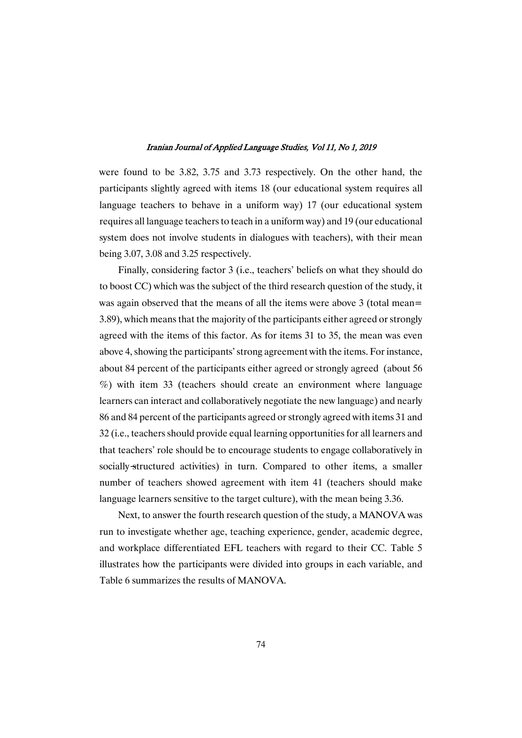were found to be 3.82, 3.75 and 3.73 respectively. On the other hand, the participants slightly agreed with items 18 (our educational system requires all language teachers to behave in a uniform way) 17 (our educational system requires all language teachers to teach in a uniform way) and 19 (our educational system does not involve students in dialogues with teachers), with their mean being 3.07, 3.08 and 3.25 respectively.

Finally, considering factor 3 (i.e., teachers' beliefs on what they should do to boost CC) which was the subject of the third research question of the study, it was again observed that the means of all the items were above 3 (total mean= 3.89), which means that the majority of the participants either agreed or strongly agreed with the items of this factor. As for items 31 to 35, the mean was even above 4, showing the participants' strong agreement with the items. For instance, about 84 percent of the participants either agreed or strongly agreed (about 56 %) with item 33 (teachers should create an environment where language learners can interact and collaboratively negotiate the new language) and nearly 86 and 84 percent of the participants agreed or strongly agreed with items 31 and 32 (i.e., teachers should provide equal learning opportunities for all learners and that teachers' role should be to encourage students to engage collaboratively in socially-structured activities) in turn. Compared to other items, a smaller number of teachers showed agreement with item 41 (teachers should make language learners sensitive to the target culture), with the mean being 3.36.

Next, to answer the fourth research question of the study, a MANOVA was run to investigate whether age, teaching experience, gender, academic degree, and workplace differentiated EFL teachers with regard to their CC. Table 5 illustrates how the participants were divided into groups in each variable, and Table 6 summarizes the results of MANOVA.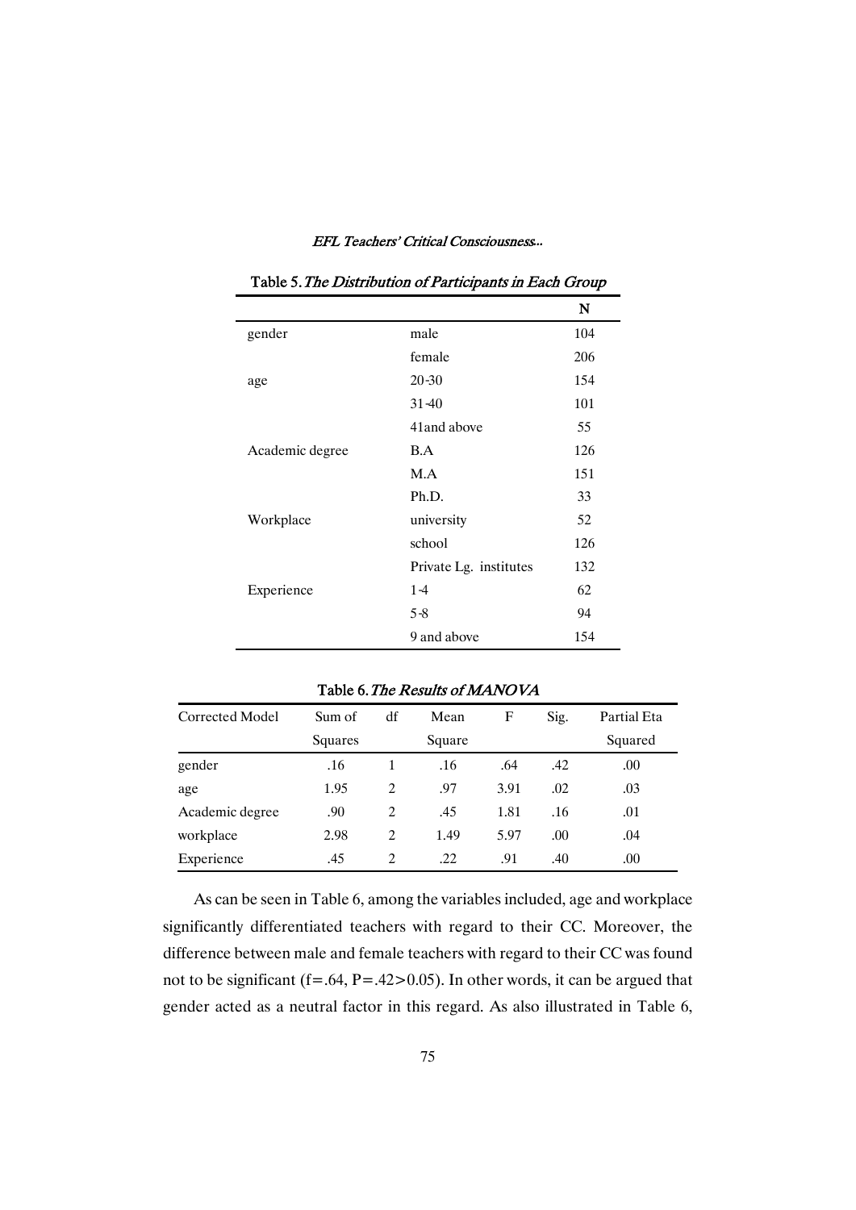Table 5. *The Distribution of Participants in Each Group*

| | | N |
|---|---|---|
| gender | male | 104 |
| | female | 206 |
| age | 20-30 | 154 |
| | 31-40 | 101 |
| | 41and above | 55 |
| Academic degree | B.A | 126 |
| | M.A | 151 |
| | Ph.D. | 33 |
| Workplace | university | 52 |
| | school | 126 |
| | Private Lg. institutes | 132 |
| Experience | 1-4 | 62 |
| | 5-8 | 94 |
| | 9 and above | 154 |

Table 6. *The Results of MANOVA*

| Corrected Model | Sum of Squares | df | Mean Square | F | Sig. | Partial Eta Squared |
|---|---|---|---|---|---|---|
| gender | .16 | 1 | .16 | .64 | .42 | .00 |
| age | 1.95 | 2 | .97 | 3.91 | .02 | .03 |
| Academic degree | .90 | 2 | .45 | 1.81 | .16 | .01 |
| workplace | 2.98 | 2 | 1.49 | 5.97 | .00 | .04 |
| Experience | .45 | 2 | .22 | .91 | .40 | .00 |

As can be seen in Table 6, among the variables included, age and workplace significantly differentiated teachers with regard to their CC. Moreover, the difference between male and female teachers with regard to their CC was found not to be significant ($f=.64$, $P=.42>0.05$). In other words, it can be argued that gender acted as a neutral factor in this regard. As also illustrated in Table 6,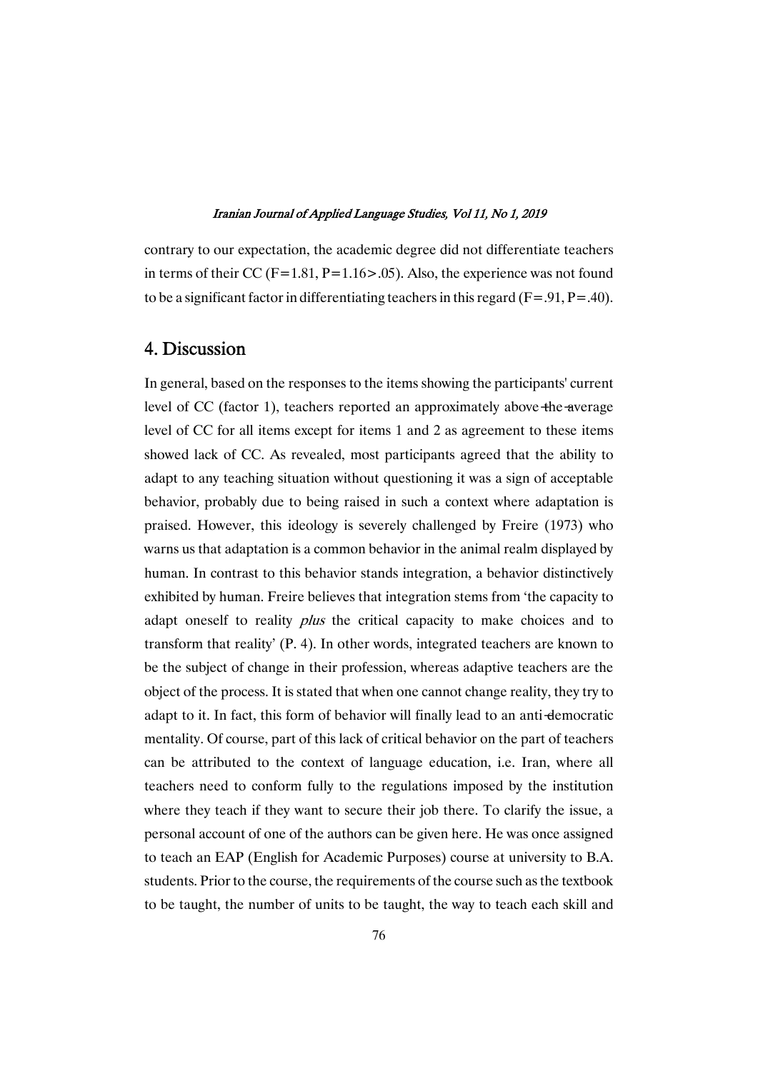contrary to our expectation, the academic degree did not differentiate teachers in terms of their CC ($F=1.81$, $P=1.16>.05$). Also, the experience was not found to be a significant factor in differentiating teachers in this regard ($F=.91$, $P=.40$).

## 4. Discussion

In general, based on the responses to the items showing the participants' current level of CC (factor 1), teachers reported an approximately above-the-average level of CC for all items except for items 1 and 2 as agreement to these items showed lack of CC. As revealed, most participants agreed that the ability to adapt to any teaching situation without questioning it was a sign of acceptable behavior, probably due to being raised in such a context where adaptation is praised. However, this ideology is severely challenged by Freire (1973) who warns us that adaptation is a common behavior in the animal realm displayed by human. In contrast to this behavior stands integration, a behavior distinctively exhibited by human. Freire believes that integration stems from 'the capacity to adapt oneself to reality *plus* the critical capacity to make choices and to transform that reality' (P. 4). In other words, integrated teachers are known to be the subject of change in their profession, whereas adaptive teachers are the object of the process. It is stated that when one cannot change reality, they try to adapt to it. In fact, this form of behavior will finally lead to an anti-democratic mentality. Of course, part of this lack of critical behavior on the part of teachers can be attributed to the context of language education, i.e. Iran, where all teachers need to conform fully to the regulations imposed by the institution where they teach if they want to secure their job there. To clarify the issue, a personal account of one of the authors can be given here. He was once assigned to teach an EAP (English for Academic Purposes) course at university to B.A. students. Prior to the course, the requirements of the course such as the textbook to be taught, the number of units to be taught, the way to teach each skill and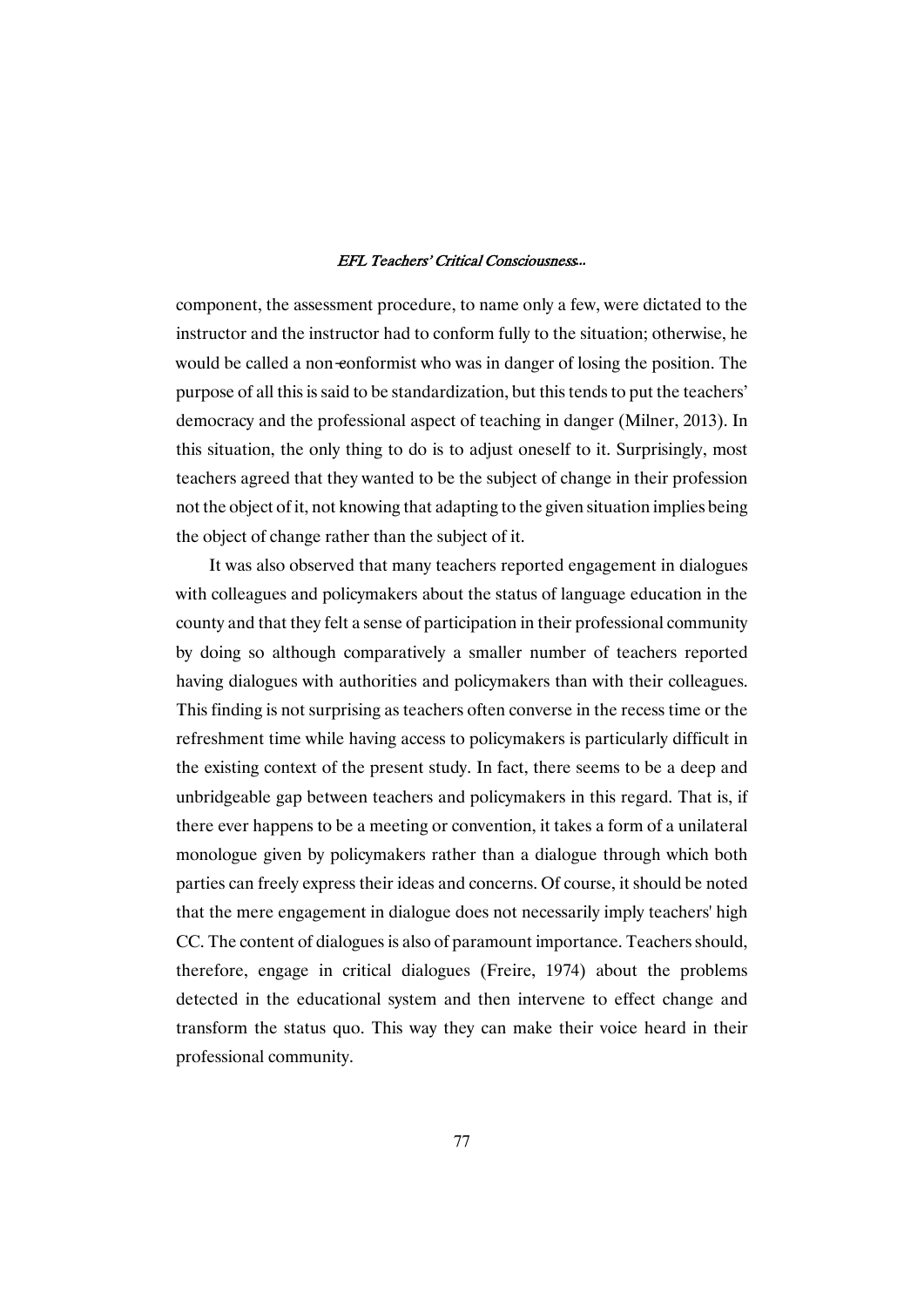component, the assessment procedure, to name only a few, were dictated to the instructor and the instructor had to conform fully to the situation; otherwise, he would be called a non-conformist who was in danger of losing the position. The purpose of all this is said to be standardization, but this tends to put the teachers' democracy and the professional aspect of teaching in danger (Milner, 2013). In this situation, the only thing to do is to adjust oneself to it. Surprisingly, most teachers agreed that they wanted to be the subject of change in their profession not the object of it, not knowing that adapting to the given situation implies being the object of change rather than the subject of it.

It was also observed that many teachers reported engagement in dialogues with colleagues and policymakers about the status of language education in the county and that they felt a sense of participation in their professional community by doing so although comparatively a smaller number of teachers reported having dialogues with authorities and policymakers than with their colleagues. This finding is not surprising as teachers often converse in the recess time or the refreshment time while having access to policymakers is particularly difficult in the existing context of the present study. In fact, there seems to be a deep and unbridgeable gap between teachers and policymakers in this regard. That is, if there ever happens to be a meeting or convention, it takes a form of a unilateral monologue given by policymakers rather than a dialogue through which both parties can freely express their ideas and concerns. Of course, it should be noted that the mere engagement in dialogue does not necessarily imply teachers' high CC. The content of dialogues is also of paramount importance. Teachers should, therefore, engage in critical dialogues (Freire, 1974) about the problems detected in the educational system and then intervene to effect change and transform the status quo. This way they can make their voice heard in their professional community.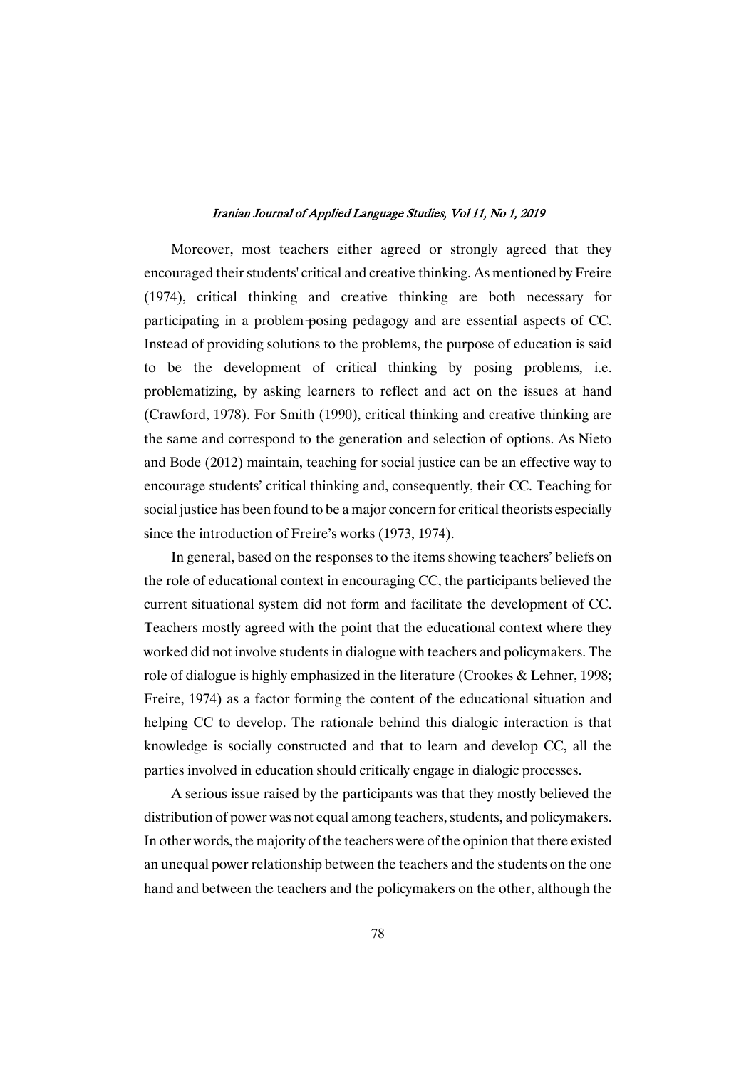Moreover, most teachers either agreed or strongly agreed that they encouraged their students' critical and creative thinking. As mentioned by Freire (1974), critical thinking and creative thinking are both necessary for participating in a problem-posing pedagogy and are essential aspects of CC. Instead of providing solutions to the problems, the purpose of education is said to be the development of critical thinking by posing problems, i.e. problematizing, by asking learners to reflect and act on the issues at hand (Crawford, 1978). For Smith (1990), critical thinking and creative thinking are the same and correspond to the generation and selection of options. As Nieto and Bode (2012) maintain, teaching for social justice can be an effective way to encourage students' critical thinking and, consequently, their CC. Teaching for social justice has been found to be a major concern for critical theorists especially since the introduction of Freire's works (1973, 1974).

In general, based on the responses to the items showing teachers' beliefs on the role of educational context in encouraging CC, the participants believed the current situational system did not form and facilitate the development of CC. Teachers mostly agreed with the point that the educational context where they worked did not involve students in dialogue with teachers and policymakers. The role of dialogue is highly emphasized in the literature (Crookes & Lehner, 1998; Freire, 1974) as a factor forming the content of the educational situation and helping CC to develop. The rationale behind this dialogic interaction is that knowledge is socially constructed and that to learn and develop CC, all the parties involved in education should critically engage in dialogic processes.

A serious issue raised by the participants was that they mostly believed the distribution of power was not equal among teachers, students, and policymakers. In other words, the majority of the teachers were of the opinion that there existed an unequal power relationship between the teachers and the students on the one hand and between the teachers and the policymakers on the other, although the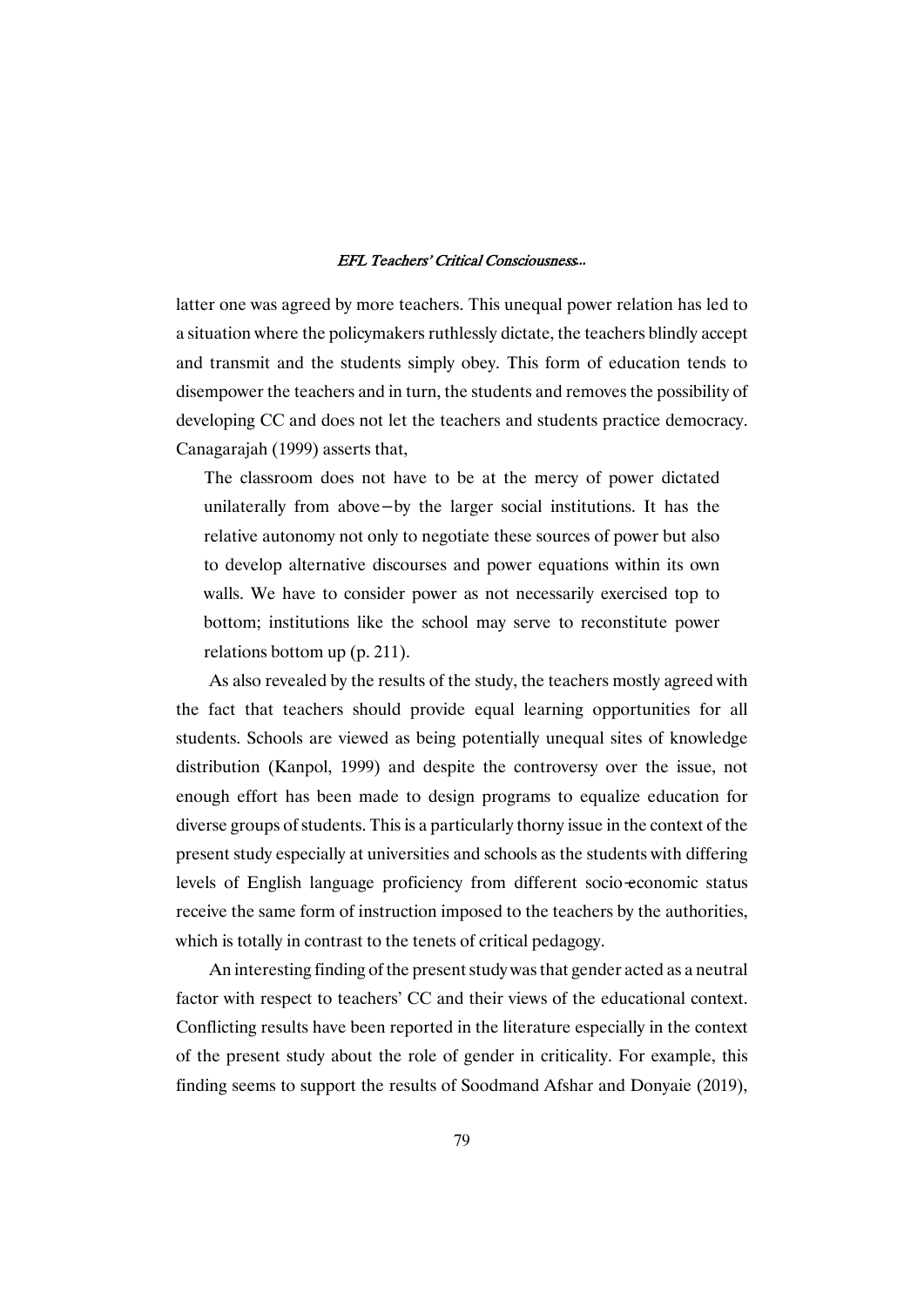latter one was agreed by more teachers. This unequal power relation has led to a situation where the policymakers ruthlessly dictate, the teachers blindly accept and transmit and the students simply obey. This form of education tends to disempower the teachers and in turn, the students and removes the possibility of developing CC and does not let the teachers and students practice democracy. Canagarajah (1999) asserts that,

> The classroom does not have to be at the mercy of power dictated unilaterally from above—by the larger social institutions. It has the relative autonomy not only to negotiate these sources of power but also to develop alternative discourses and power equations within its own walls. We have to consider power as not necessarily exercised top to bottom; institutions like the school may serve to reconstitute power relations bottom up (p. 211).

As also revealed by the results of the study, the teachers mostly agreed with the fact that teachers should provide equal learning opportunities for all students. Schools are viewed as being potentially unequal sites of knowledge distribution (Kanpol, 1999) and despite the controversy over the issue, not enough effort has been made to design programs to equalize education for diverse groups of students. This is a particularly thorny issue in the context of the present study especially at universities and schools as the students with differing levels of English language proficiency from different socio-economic status receive the same form of instruction imposed to the teachers by the authorities, which is totally in contrast to the tenets of critical pedagogy.

An interesting finding of the present study was that gender acted as a neutral factor with respect to teachers' CC and their views of the educational context. Conflicting results have been reported in the literature especially in the context of the present study about the role of gender in criticality. For example, this finding seems to support the results of Soodmand Afshar and Donyaie (2019),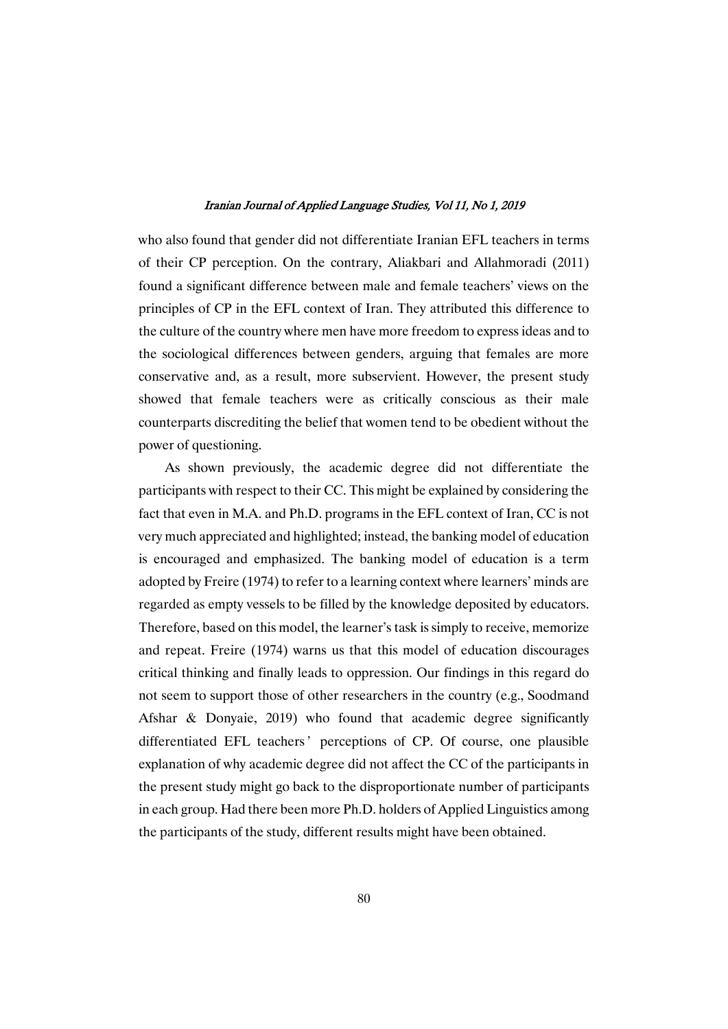who also found that gender did not differentiate Iranian EFL teachers in terms of their CP perception. On the contrary, Aliakbari and Allahmoradi (2011) found a significant difference between male and female teachers' views on the principles of CP in the EFL context of Iran. They attributed this difference to the culture of the country where men have more freedom to express ideas and to the sociological differences between genders, arguing that females are more conservative and, as a result, more subservient. However, the present study showed that female teachers were as critically conscious as their male counterparts discrediting the belief that women tend to be obedient without the power of questioning.

As shown previously, the academic degree did not differentiate the participants with respect to their CC. This might be explained by considering the fact that even in M.A. and Ph.D. programs in the EFL context of Iran, CC is not very much appreciated and highlighted; instead, the banking model of education is encouraged and emphasized. The banking model of education is a term adopted by Freire (1974) to refer to a learning context where learners' minds are regarded as empty vessels to be filled by the knowledge deposited by educators. Therefore, based on this model, the learner's task is simply to receive, memorize and repeat. Freire (1974) warns us that this model of education discourages critical thinking and finally leads to oppression. Our findings in this regard do not seem to support those of other researchers in the country (e.g., Soodmand Afshar & Donyaie, 2019) who found that academic degree significantly differentiated EFL teachers' perceptions of CP. Of course, one plausible explanation of why academic degree did not affect the CC of the participants in the present study might go back to the disproportionate number of participants in each group. Had there been more Ph.D. holders of Applied Linguistics among the participants of the study, different results might have been obtained.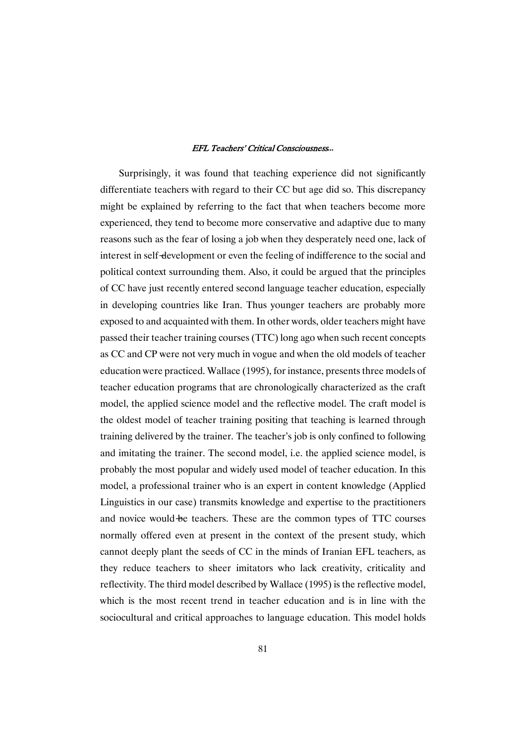Surprisingly, it was found that teaching experience did not significantly differentiate teachers with regard to their CC but age did so. This discrepancy might be explained by referring to the fact that when teachers become more experienced, they tend to become more conservative and adaptive due to many reasons such as the fear of losing a job when they desperately need one, lack of interest in self-development or even the feeling of indifference to the social and political context surrounding them. Also, it could be argued that the principles of CC have just recently entered second language teacher education, especially in developing countries like Iran. Thus younger teachers are probably more exposed to and acquainted with them. In other words, older teachers might have passed their teacher training courses (TTC) long ago when such recent concepts as CC and CP were not very much in vogue and when the old models of teacher education were practiced. Wallace (1995), for instance, presents three models of teacher education programs that are chronologically characterized as the craft model, the applied science model and the reflective model. The craft model is the oldest model of teacher training positing that teaching is learned through training delivered by the trainer. The teacher's job is only confined to following and imitating the trainer. The second model, i.e. the applied science model, is probably the most popular and widely used model of teacher education. In this model, a professional trainer who is an expert in content knowledge (Applied Linguistics in our case) transmits knowledge and expertise to the practitioners and novice would-be teachers. These are the common types of TTC courses normally offered even at present in the context of the present study, which cannot deeply plant the seeds of CC in the minds of Iranian EFL teachers, as they reduce teachers to sheer imitators who lack creativity, criticality and reflectivity. The third model described by Wallace (1995) is the reflective model, which is the most recent trend in teacher education and is in line with the sociocultural and critical approaches to language education. This model holds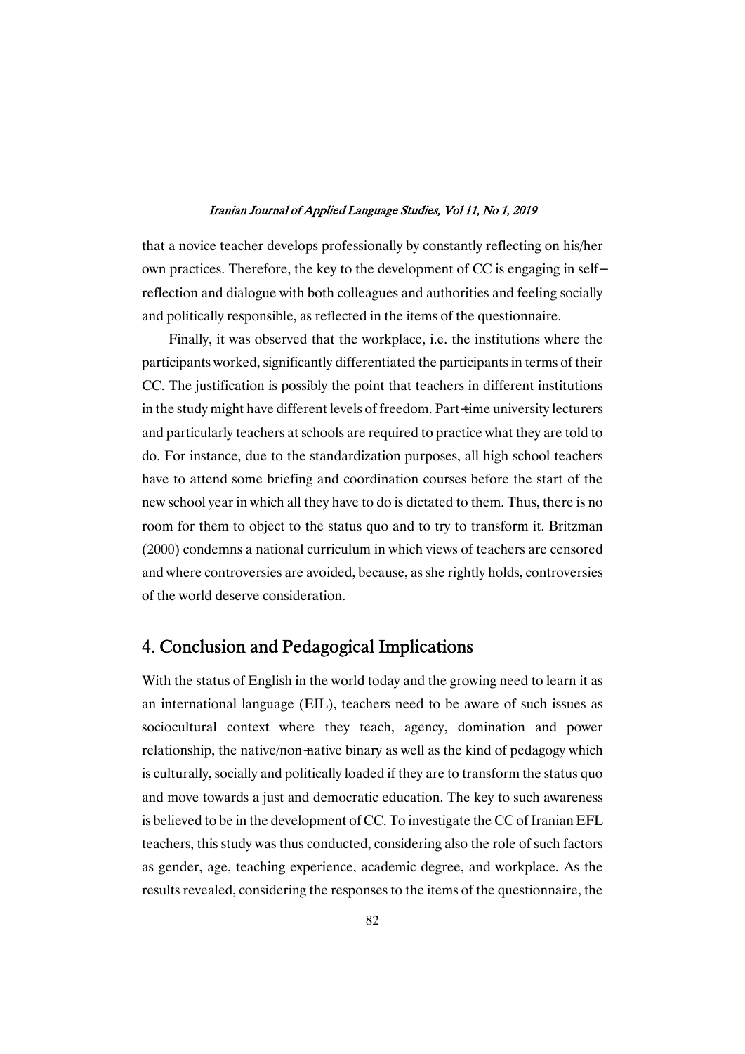that a novice teacher develops professionally by constantly reflecting on his/her own practices. Therefore, the key to the development of CC is engaging in self-reflection and dialogue with both colleagues and authorities and feeling socially and politically responsible, as reflected in the items of the questionnaire.

Finally, it was observed that the workplace, i.e. the institutions where the participants worked, significantly differentiated the participants in terms of their CC. The justification is possibly the point that teachers in different institutions in the study might have different levels of freedom. Part-time university lecturers and particularly teachers at schools are required to practice what they are told to do. For instance, due to the standardization purposes, all high school teachers have to attend some briefing and coordination courses before the start of the new school year in which all they have to do is dictated to them. Thus, there is no room for them to object to the status quo and to try to transform it. Britzman (2000) condemns a national curriculum in which views of teachers are censored and where controversies are avoided, because, as she rightly holds, controversies of the world deserve consideration.

## 4. Conclusion and Pedagogical Implications

With the status of English in the world today and the growing need to learn it as an international language (EIL), teachers need to be aware of such issues as sociocultural context where they teach, agency, domination and power relationship, the native/non-native binary as well as the kind of pedagogy which is culturally, socially and politically loaded if they are to transform the status quo and move towards a just and democratic education. The key to such awareness is believed to be in the development of CC. To investigate the CC of Iranian EFL teachers, this study was thus conducted, considering also the role of such factors as gender, age, teaching experience, academic degree, and workplace. As the results revealed, considering the responses to the items of the questionnaire, the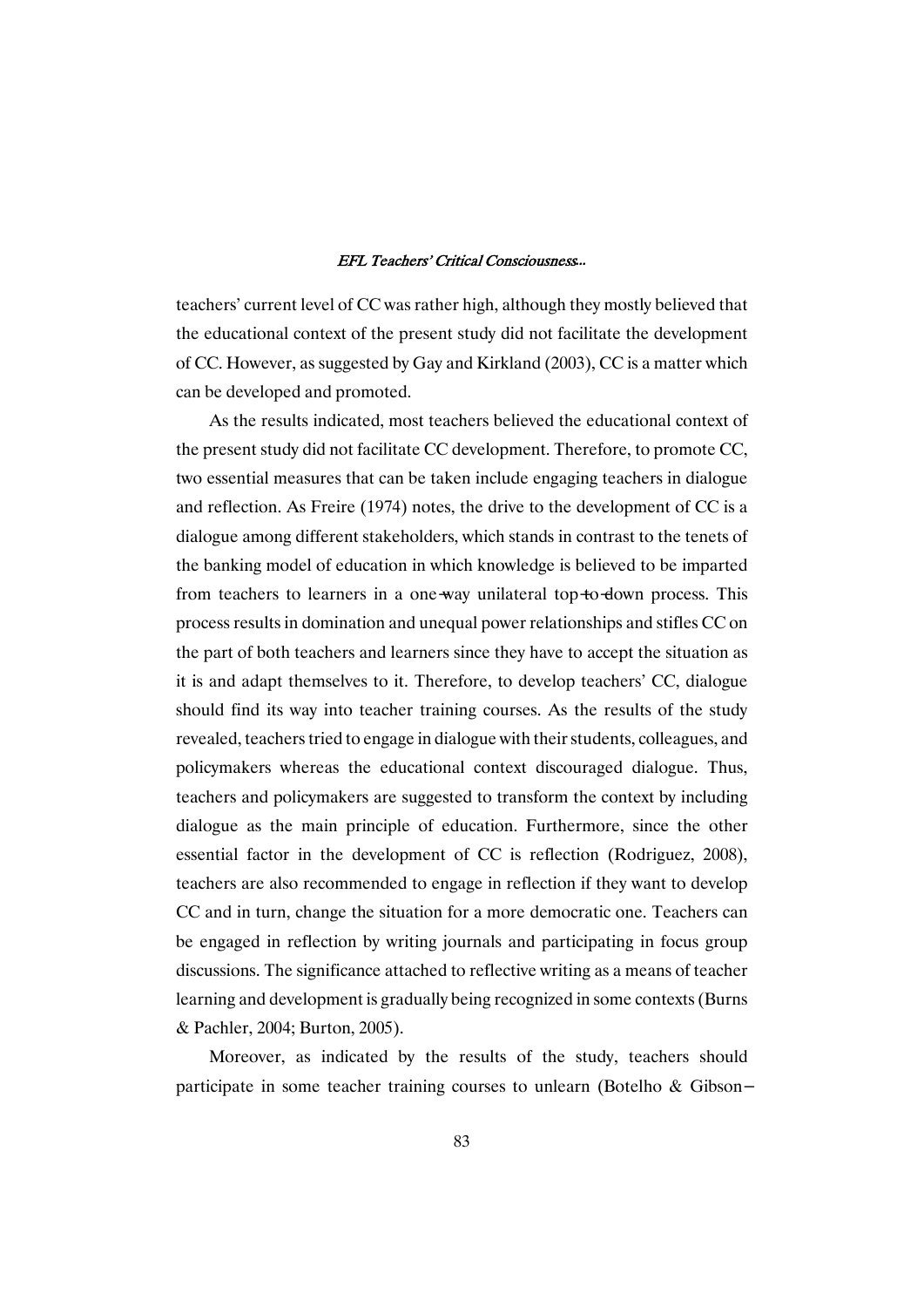teachers' current level of CC was rather high, although they mostly believed that the educational context of the present study did not facilitate the development of CC. However, as suggested by Gay and Kirkland (2003), CC is a matter which can be developed and promoted.

As the results indicated, most teachers believed the educational context of the present study did not facilitate CC development. Therefore, to promote CC, two essential measures that can be taken include engaging teachers in dialogue and reflection. As Freire (1974) notes, the drive to the development of CC is a dialogue among different stakeholders, which stands in contrast to the tenets of the banking model of education in which knowledge is believed to be imparted from teachers to learners in a one-way unilateral top-to-down process. This process results in domination and unequal power relationships and stifles CC on the part of both teachers and learners since they have to accept the situation as it is and adapt themselves to it. Therefore, to develop teachers' CC, dialogue should find its way into teacher training courses. As the results of the study revealed, teachers tried to engage in dialogue with their students, colleagues, and policymakers whereas the educational context discouraged dialogue. Thus, teachers and policymakers are suggested to transform the context by including dialogue as the main principle of education. Furthermore, since the other essential factor in the development of CC is reflection (Rodriguez, 2008), teachers are also recommended to engage in reflection if they want to develop CC and in turn, change the situation for a more democratic one. Teachers can be engaged in reflection by writing journals and participating in focus group discussions. The significance attached to reflective writing as a means of teacher learning and development is gradually being recognized in some contexts (Burns & Pachler, 2004; Burton, 2005).

Moreover, as indicated by the results of the study, teachers should participate in some teacher training courses to unlearn (Botelho & Gibson-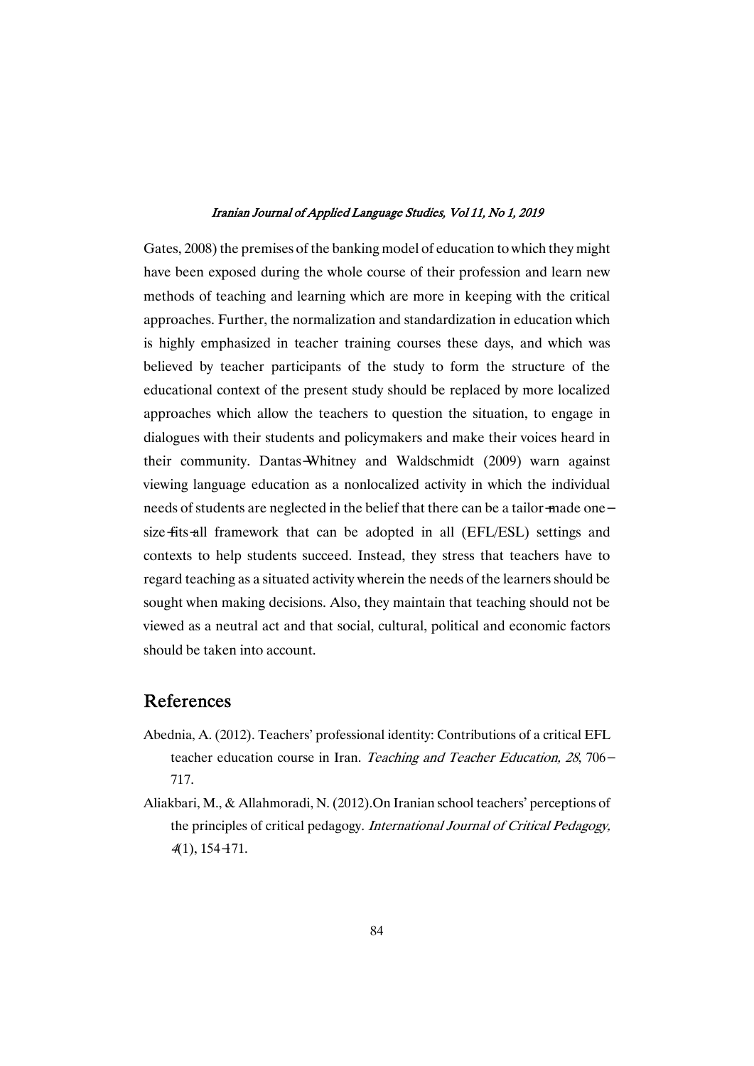Gates, 2008) the premises of the banking model of education to which they might have been exposed during the whole course of their profession and learn new methods of teaching and learning which are more in keeping with the critical approaches. Further, the normalization and standardization in education which is highly emphasized in teacher training courses these days, and which was believed by teacher participants of the study to form the structure of the educational context of the present study should be replaced by more localized approaches which allow the teachers to question the situation, to engage in dialogues with their students and policymakers and make their voices heard in their community. Dantas-Whitney and Waldschmidt (2009) warn against viewing language education as a nonlocalized activity in which the individual needs of students are neglected in the belief that there can be a tailor-made one-size-fits-all framework that can be adopted in all (EFL/ESL) settings and contexts to help students succeed. Instead, they stress that teachers have to regard teaching as a situated activity wherein the needs of the learners should be sought when making decisions. Also, they maintain that teaching should not be viewed as a neutral act and that social, cultural, political and economic factors should be taken into account.

## References

Abednia, A. (2012). Teachers' professional identity: Contributions of a critical EFL teacher education course in Iran. *Teaching and Teacher Education, 28*, 706–717.

Aliakbari, M., & Allahmoradi, N. (2012).On Iranian school teachers' perceptions of the principles of critical pedagogy. *International Journal of Critical Pedagogy, 4*(1), 154-171.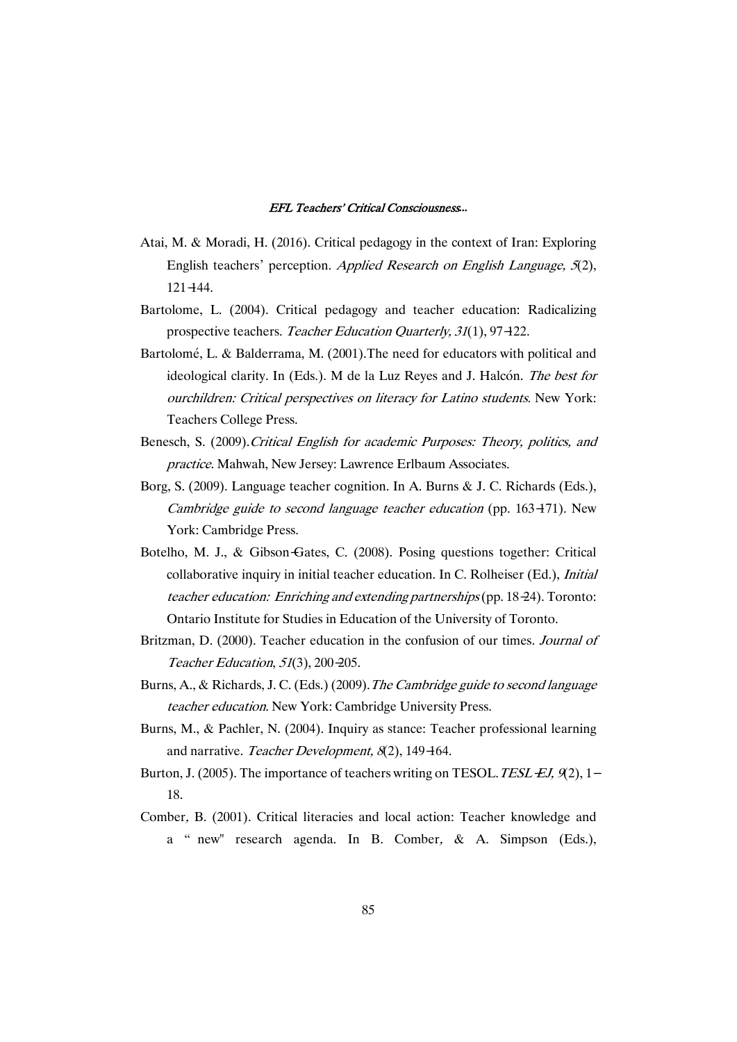Atai, M. & Moradi, H. (2016). Critical pedagogy in the context of Iran: Exploring English teachers' perception. *Applied Research on English Language, 5*(2), 121-144.

Bartolome, L. (2004). Critical pedagogy and teacher education: Radicalizing prospective teachers. *Teacher Education Quarterly, 31*(1), 97-122.

Bartolomé, L. & Balderrama, M. (2001).The need for educators with political and ideological clarity. In (Eds.). M de la Luz Reyes and J. Halcón. *The best for ourchildren: Critical perspectives on literacy for Latino students*. New York: Teachers College Press.

Benesch, S. (2009).*Critical English for academic Purposes: Theory, politics, and practice*. Mahwah, New Jersey: Lawrence Erlbaum Associates.

Borg, S. (2009). Language teacher cognition. In A. Burns & J. C. Richards (Eds.), *Cambridge guide to second language teacher education* (pp. 163-171). New York: Cambridge Press.

Botelho, M. J., & Gibson-Gates, C. (2008). Posing questions together: Critical collaborative inquiry in initial teacher education. In C. Rolheiser (Ed.), *Initial teacher education: Enriching and extending partnerships* (pp. 18-24). Toronto: Ontario Institute for Studies in Education of the University of Toronto.

Britzman, D. (2000). Teacher education in the confusion of our times. *Journal of Teacher Education*, *51*(3), 200-205.

Burns, A., & Richards, J. C. (Eds.) (2009).*The Cambridge guide to second language teacher education*. New York: Cambridge University Press.

Burns, M., & Pachler, N. (2004). Inquiry as stance: Teacher professional learning and narrative. *Teacher Development, 8*(2), 149-164.

Burton, J. (2005). The importance of teachers writing on TESOL.*TESL-EJ, 9*(2), 1–18.

Comber, B. (2001). Critical literacies and local action: Teacher knowledge and a " new" research agenda. In B. Comber, & A. Simpson (Eds.),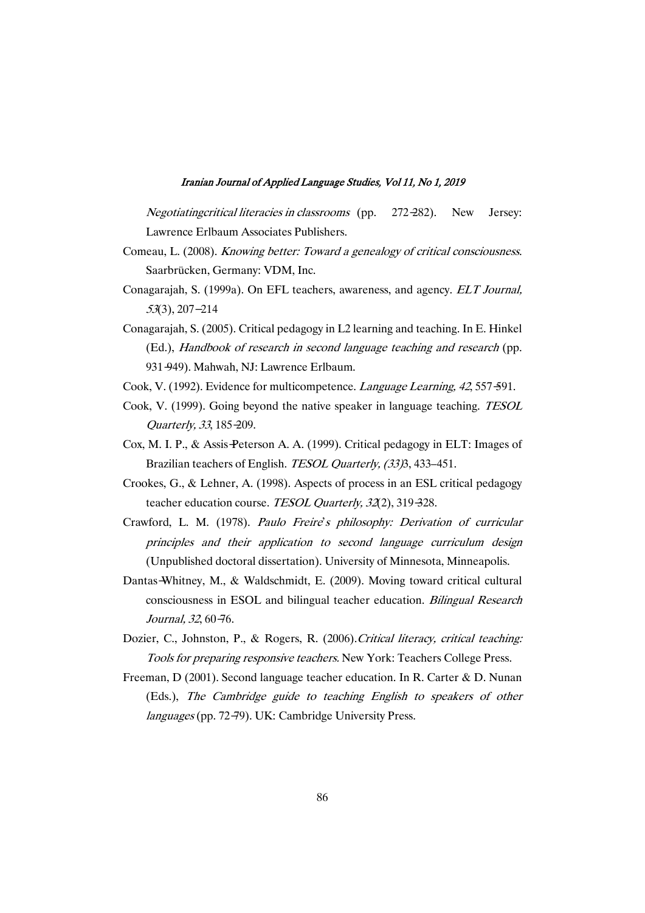*Negotiatingcritical literacies in classrooms* (pp. 272-282). New Jersey: Lawrence Erlbaum Associates Publishers.

Comeau, L. (2008). *Knowing better: Toward a genealogy of critical consciousness*. Saarbrücken, Germany: VDM, Inc.

Conagarajah, S. (1999a). On EFL teachers, awareness, and agency. *ELT Journal, 53*(3), 207–214

Conagarajah, S. (2005). Critical pedagogy in L2 learning and teaching. In E. Hinkel (Ed.), *Handbook of research in second language teaching and research* (pp. 931-949). Mahwah, NJ: Lawrence Erlbaum.

Cook, V. (1992). Evidence for multicompetence. *Language Learning, 42*, 557-591.

Cook, V. (1999). Going beyond the native speaker in language teaching. *TESOL Quarterly, 33*, 185-209.

Cox, M. I. P., & Assis-Peterson A. A. (1999). Critical pedagogy in ELT: Images of Brazilian teachers of English. *TESOL Quarterly, (33)*3, 433–451.

Crookes, G., & Lehner, A. (1998). Aspects of process in an ESL critical pedagogy teacher education course. *TESOL Quarterly, 32*(2), 319-328.

Crawford, L. M. (1978). *Paulo Freire's philosophy: Derivation of curricular principles and their application to second language curriculum design* (Unpublished doctoral dissertation). University of Minnesota, Minneapolis.

Dantas-Whitney, M., & Waldschmidt, E. (2009). Moving toward critical cultural consciousness in ESOL and bilingual teacher education. *Bilingual Research Journal, 32*, 60-76.

Dozier, C., Johnston, P., & Rogers, R. (2006).*Critical literacy, critical teaching: Tools for preparing responsive teachers*. New York: Teachers College Press.

Freeman, D (2001). Second language teacher education. In R. Carter & D. Nunan (Eds.), *The Cambridge guide to teaching English to speakers of other languages* (pp. 72-79). UK: Cambridge University Press.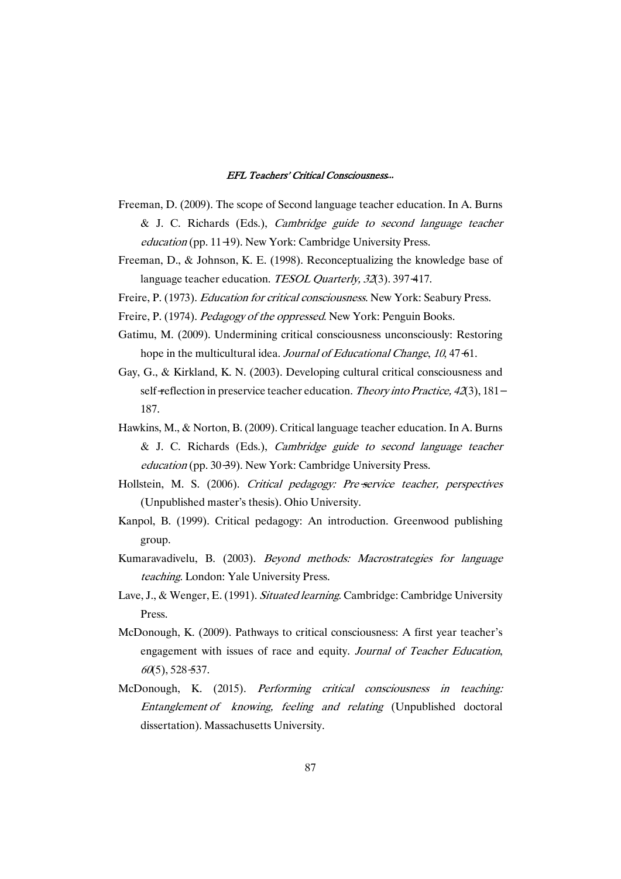Freeman, D. (2009). The scope of Second language teacher education. In A. Burns & J. C. Richards (Eds.), *Cambridge guide to second language teacher education* (pp. 11-19). New York: Cambridge University Press.

Freeman, D., & Johnson, K. E. (1998). Reconceptualizing the knowledge base of language teacher education. *TESOL Quarterly, 32*(3). 397-417.

Freire, P. (1973). *Education for critical consciousness*. New York: Seabury Press.

Freire, P. (1974). *Pedagogy of the oppressed*. New York: Penguin Books.

Gatimu, M. (2009). Undermining critical consciousness unconsciously: Restoring hope in the multicultural idea. *Journal of Educational Change*, *10*, 47-61.

Gay, G., & Kirkland, K. N. (2003). Developing cultural critical consciousness and self-reflection in preservice teacher education. *Theory into Practice, 42*(3), 181–187.

Hawkins, M., & Norton, B. (2009). Critical language teacher education. In A. Burns & J. C. Richards (Eds.), *Cambridge guide to second language teacher education* (pp. 30-39). New York: Cambridge University Press.

Hollstein, M. S. (2006). *Critical pedagogy: Pre-service teacher, perspectives* (Unpublished master's thesis). Ohio University.

Kanpol, B. (1999). Critical pedagogy: An introduction. Greenwood publishing group.

Kumaravadivelu, B. (2003). *Beyond methods: Macrostrategies for language teaching*. London: Yale University Press.

Lave, J., & Wenger, E. (1991). *Situated learning*. Cambridge: Cambridge University Press.

McDonough, K. (2009). Pathways to critical consciousness: A first year teacher's engagement with issues of race and equity. *Journal of Teacher Education*, *60*(5), 528-537.

McDonough, K. (2015). *Performing critical consciousness in teaching: Entanglement of knowing, feeling and relating* (Unpublished doctoral dissertation). Massachusetts University.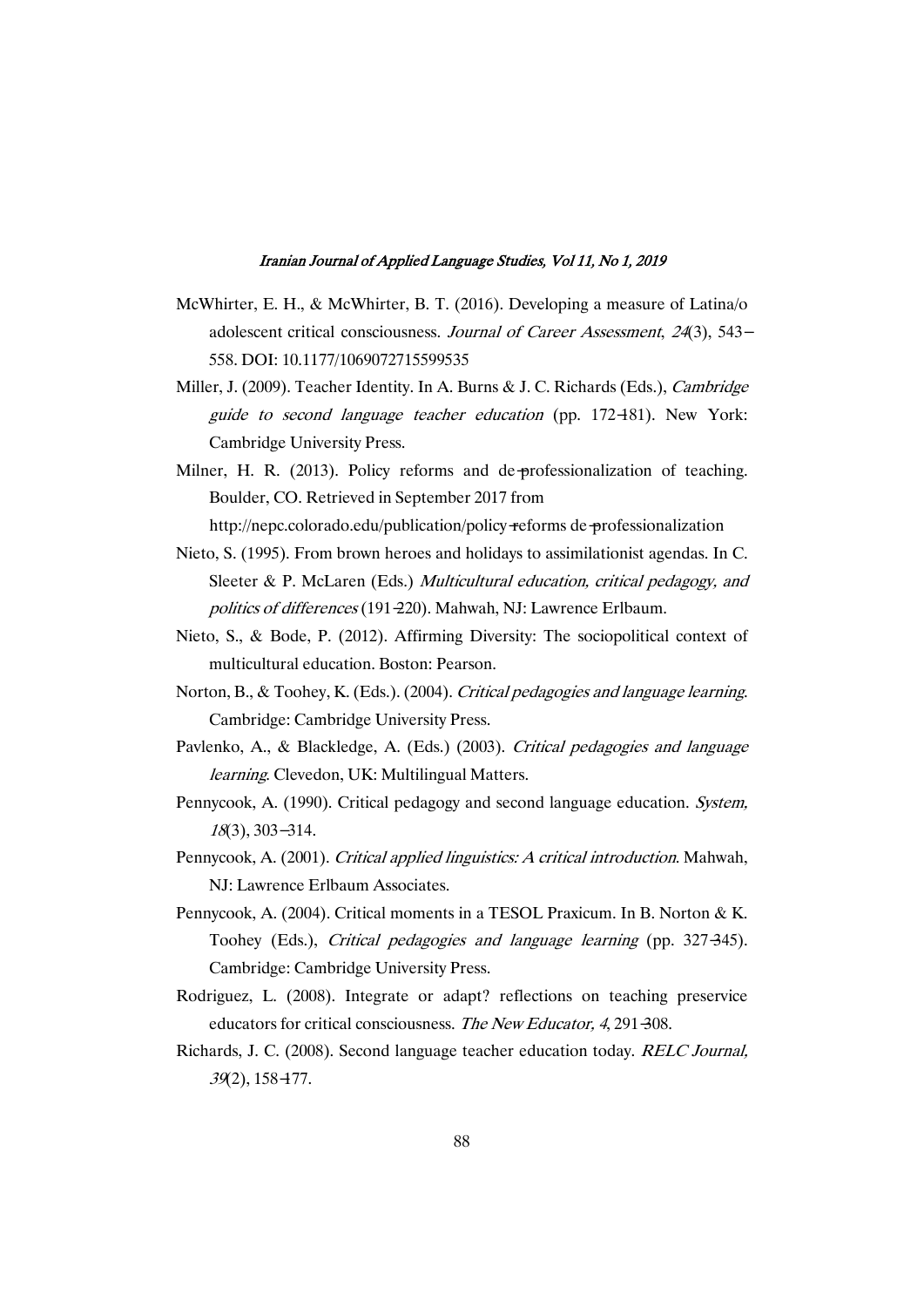McWhirter, E. H., & McWhirter, B. T. (2016). Developing a measure of Latina/o adolescent critical consciousness. *Journal of Career Assessment*, *24*(3), 543–558. DOI: 10.1177/1069072715599535

Miller, J. (2009). Teacher Identity. In A. Burns & J. C. Richards (Eds.), *Cambridge guide to second language teacher education* (pp. 172-181). New York: Cambridge University Press.

Milner, H. R. (2013). Policy reforms and de-professionalization of teaching. Boulder, CO. Retrieved in September 2017 from http://nepc.colorado.edu/publication/policy-reforms de-professionalization

Nieto, S. (1995). From brown heroes and holidays to assimilationist agendas. In C. Sleeter & P. McLaren (Eds.) *Multicultural education, critical pedagogy, and politics of differences* (191-220). Mahwah, NJ: Lawrence Erlbaum.

Nieto, S., & Bode, P. (2012). Affirming Diversity: The sociopolitical context of multicultural education. Boston: Pearson.

Norton, B., & Toohey, K. (Eds.). (2004). *Critical pedagogies and language learning*. Cambridge: Cambridge University Press.

Pavlenko, A., & Blackledge, A. (Eds.) (2003). *Critical pedagogies and language learning*. Clevedon, UK: Multilingual Matters.

Pennycook, A. (1990). Critical pedagogy and second language education. *System, 18*(3), 303–314.

Pennycook, A. (2001). *Critical applied linguistics: A critical introduction*. Mahwah, NJ: Lawrence Erlbaum Associates.

Pennycook, A. (2004). Critical moments in a TESOL Praxicum. In B. Norton & K. Toohey (Eds.), *Critical pedagogies and language learning* (pp. 327-345). Cambridge: Cambridge University Press.

Rodriguez, L. (2008). Integrate or adapt? reflections on teaching preservice educators for critical consciousness. *The New Educator, 4*, 291-308.

Richards, J. C. (2008). Second language teacher education today. *RELC Journal, 39*(2), 158-177.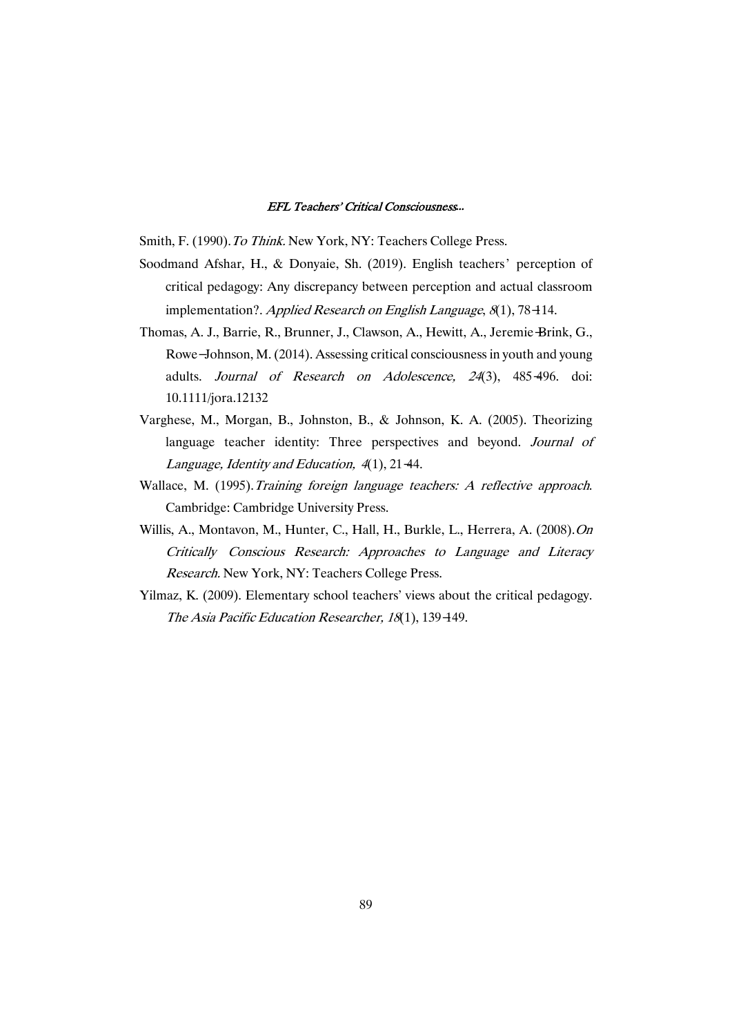Smith, F. (1990). *To Think*. New York, NY: Teachers College Press.

Soodmand Afshar, H., & Donyaie, Sh. (2019). English teachers' perception of critical pedagogy: Any discrepancy between perception and actual classroom implementation?. *Applied Research on English Language*, *8*(1), 78-114.

Thomas, A. J., Barrie, R., Brunner, J., Clawson, A., Hewitt, A., Jeremie-Brink, G., Rowe-Johnson, M. (2014). Assessing critical consciousness in youth and young adults. *Journal of Research on Adolescence, 24*(3), 485-496. doi: 10.1111/jora.12132

Varghese, M., Morgan, B., Johnston, B., & Johnson, K. A. (2005). Theorizing language teacher identity: Three perspectives and beyond. *Journal of Language, Identity and Education, 4*(1), 21-44.

Wallace, M. (1995). *Training foreign language teachers: A reflective approach*. Cambridge: Cambridge University Press.

Willis, A., Montavon, M., Hunter, C., Hall, H., Burkle, L., Herrera, A. (2008). *On Critically Conscious Research: Approaches to Language and Literacy Research*. New York, NY: Teachers College Press.

Yilmaz, K. (2009). Elementary school teachers' views about the critical pedagogy. *The Asia Pacific Education Researcher, 18*(1), 139-149.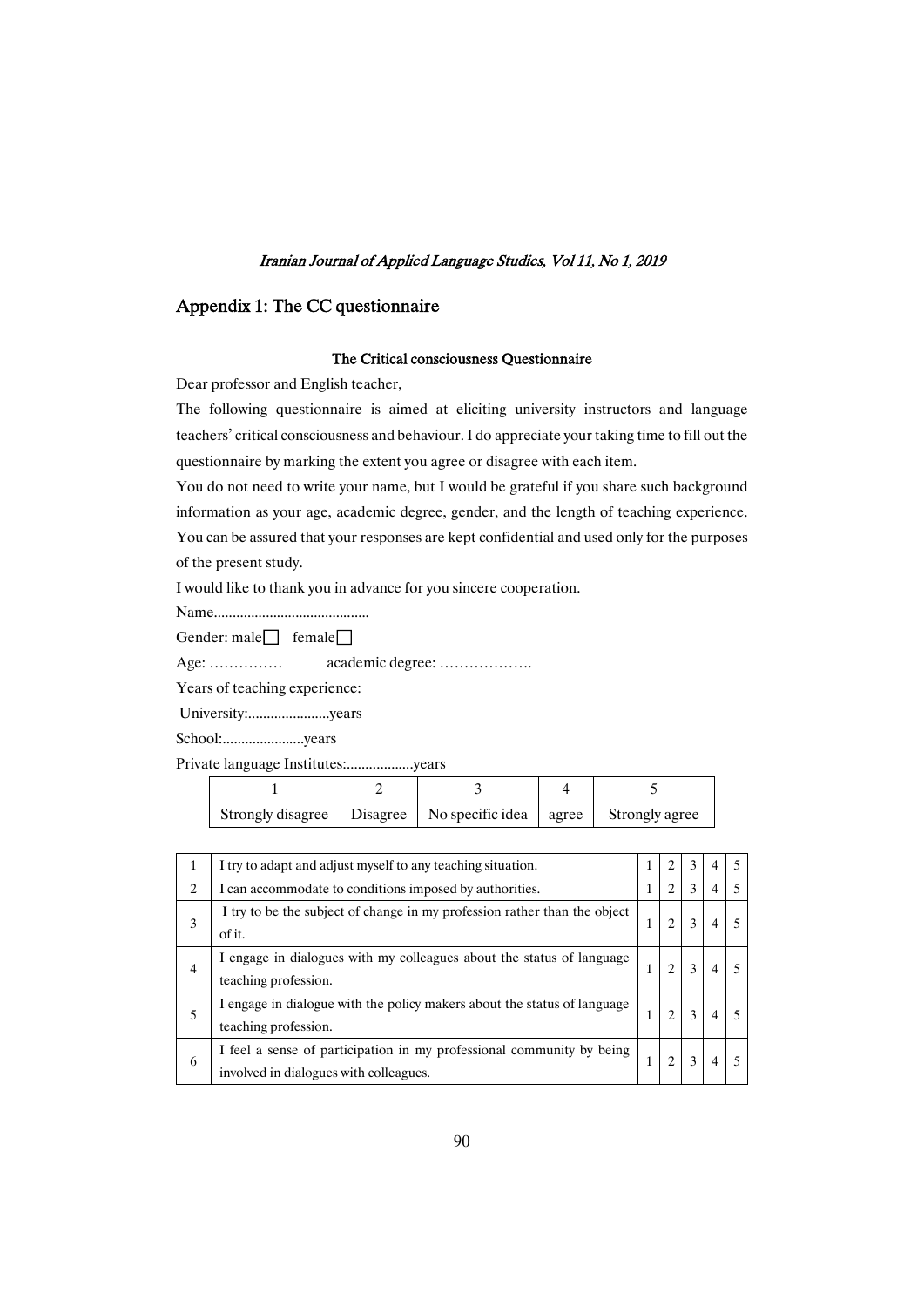## Appendix 1: The CC questionnaire

### The Critical consciousness Questionnaire

Dear professor and English teacher,

The following questionnaire is aimed at eliciting university instructors and language teachers' critical consciousness and behaviour. I do appreciate your taking time to fill out the questionnaire by marking the extent you agree or disagree with each item.

You do not need to write your name, but I would be grateful if you share such background information as your age, academic degree, gender, and the length of teaching experience. You can be assured that your responses are kept confidential and used only for the purposes of the present study.

I would like to thank you in advance for you sincere cooperation.

Name..........................................

Gender: male☐ female☐

Age: …………… academic degree: ……………….

Years of teaching experience:

University:......................years

School:......................years

Private language Institutes:..................years

| 1 | 2 | 3 | 4 | 5 |
|---|---|---|---|---|
| Strongly disagree | Disagree | No specific idea | agree | Strongly agree |

| | | | | | | |
|---|---|---|---|---|---|---|
| 1 | I try to adapt and adjust myself to any teaching situation. | 1 | 2 | 3 | 4 | 5 |
| 2 | I can accommodate to conditions imposed by authorities. | 1 | 2 | 3 | 4 | 5 |
| 3 | I try to be the subject of change in my profession rather than the object of it. | 1 | 2 | 3 | 4 | 5 |
| 4 | I engage in dialogues with my colleagues about the status of language teaching profession. | 1 | 2 | 3 | 4 | 5 |
| 5 | I engage in dialogue with the policy makers about the status of language teaching profession. | 1 | 2 | 3 | 4 | 5 |
| 6 | I feel a sense of participation in my professional community by being involved in dialogues with colleagues. | 1 | 2 | 3 | 4 | 5 |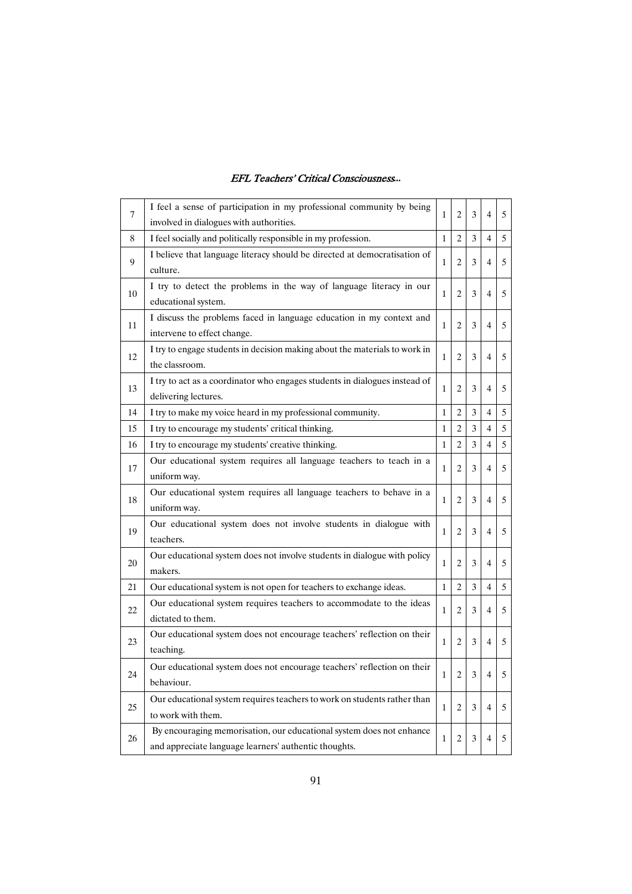| 7 | I feel a sense of participation in my professional community by being involved in dialogues with authorities. | 1 | 2 | 3 | 4 | 5 |
|---|---|---|---|---|---|---|
| 8 | I feel socially and politically responsible in my profession. | 1 | 2 | 3 | 4 | 5 |
| 9 | I believe that language literacy should be directed at democratisation of culture. | 1 | 2 | 3 | 4 | 5 |
| 10 | I try to detect the problems in the way of language literacy in our educational system. | 1 | 2 | 3 | 4 | 5 |
| 11 | I discuss the problems faced in language education in my context and intervene to effect change. | 1 | 2 | 3 | 4 | 5 |
| 12 | I try to engage students in decision making about the materials to work in the classroom. | 1 | 2 | 3 | 4 | 5 |
| 13 | I try to act as a coordinator who engages students in dialogues instead of delivering lectures. | 1 | 2 | 3 | 4 | 5 |
| 14 | I try to make my voice heard in my professional community. | 1 | 2 | 3 | 4 | 5 |
| 15 | I try to encourage my students' critical thinking. | 1 | 2 | 3 | 4 | 5 |
| 16 | I try to encourage my students' creative thinking. | 1 | 2 | 3 | 4 | 5 |
| 17 | Our educational system requires all language teachers to teach in a uniform way. | 1 | 2 | 3 | 4 | 5 |
| 18 | Our educational system requires all language teachers to behave in a uniform way. | 1 | 2 | 3 | 4 | 5 |
| 19 | Our educational system does not involve students in dialogue with teachers. | 1 | 2 | 3 | 4 | 5 |
| 20 | Our educational system does not involve students in dialogue with policy makers. | 1 | 2 | 3 | 4 | 5 |
| 21 | Our educational system is not open for teachers to exchange ideas. | 1 | 2 | 3 | 4 | 5 |
| 22 | Our educational system requires teachers to accommodate to the ideas dictated to them. | 1 | 2 | 3 | 4 | 5 |
| 23 | Our educational system does not encourage teachers' reflection on their teaching. | 1 | 2 | 3 | 4 | 5 |
| 24 | Our educational system does not encourage teachers' reflection on their behaviour. | 1 | 2 | 3 | 4 | 5 |
| 25 | Our educational system requires teachers to work on students rather than to work with them. | 1 | 2 | 3 | 4 | 5 |
| 26 | By encouraging memorisation, our educational system does not enhance and appreciate language learners' authentic thoughts. | 1 | 2 | 3 | 4 | 5 |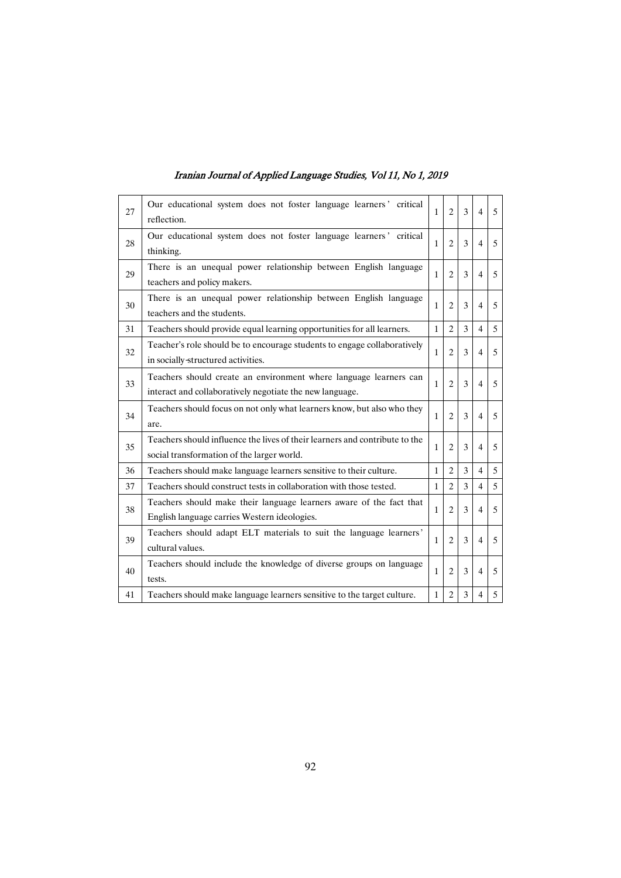| | | | | | | |
|---|---|---|---|---|---|---|
| 27 | Our educational system does not foster language learners' critical reflection. | 1 | 2 | 3 | 4 | 5 |
| 28 | Our educational system does not foster language learners' critical thinking. | 1 | 2 | 3 | 4 | 5 |
| 29 | There is an unequal power relationship between English language teachers and policy makers. | 1 | 2 | 3 | 4 | 5 |
| 30 | There is an unequal power relationship between English language teachers and the students. | 1 | 2 | 3 | 4 | 5 |
| 31 | Teachers should provide equal learning opportunities for all learners. | 1 | 2 | 3 | 4 | 5 |
| 32 | Teacher's role should be to encourage students to engage collaboratively in socially-structured activities. | 1 | 2 | 3 | 4 | 5 |
| 33 | Teachers should create an environment where language learners can interact and collaboratively negotiate the new language. | 1 | 2 | 3 | 4 | 5 |
| 34 | Teachers should focus on not only what learners know, but also who they are. | 1 | 2 | 3 | 4 | 5 |
| 35 | Teachers should influence the lives of their learners and contribute to the social transformation of the larger world. | 1 | 2 | 3 | 4 | 5 |
| 36 | Teachers should make language learners sensitive to their culture. | 1 | 2 | 3 | 4 | 5 |
| 37 | Teachers should construct tests in collaboration with those tested. | 1 | 2 | 3 | 4 | 5 |
| 38 | Teachers should make their language learners aware of the fact that English language carries Western ideologies. | 1 | 2 | 3 | 4 | 5 |
| 39 | Teachers should adapt ELT materials to suit the language learners' cultural values. | 1 | 2 | 3 | 4 | 5 |
| 40 | Teachers should include the knowledge of diverse groups on language tests. | 1 | 2 | 3 | 4 | 5 |
| 41 | Teachers should make language learners sensitive to the target culture. | 1 | 2 | 3 | 4 | 5 |